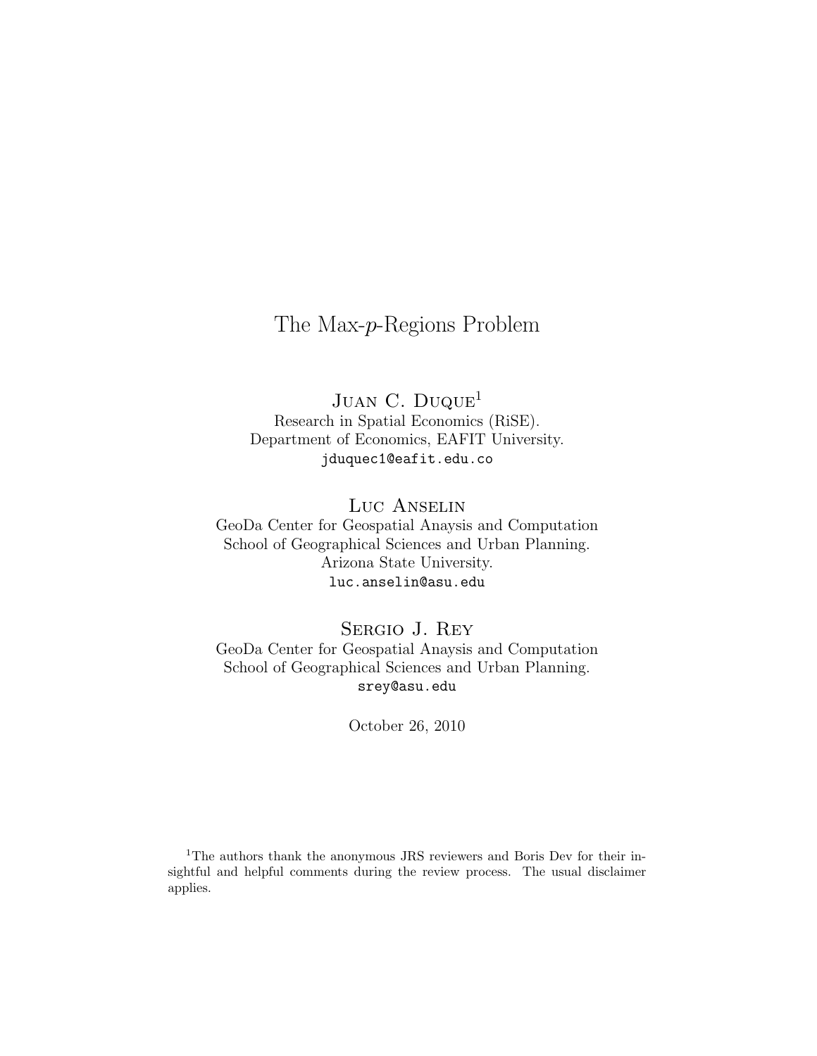# The Max-$p$-Regions Problem

Juan C. Duque[1]
Research in Spatial Economics (RiSE).
Department of Economics, EAFIT University.
jduquec1@eafit.edu.co

Luc Anselin
GeoDa Center for Geospatial Anaysis and Computation
School of Geographical Sciences and Urban Planning.
Arizona State University.
luc.anselin@asu.edu

Sergio J. Rey
GeoDa Center for Geospatial Anaysis and Computation
School of Geographical Sciences and Urban Planning.
srey@asu.edu

October 26, 2010

[1]The authors thank the anonymous JRS reviewers and Boris Dev for their insightful and helpful comments during the review process. The usual disclaimer applies.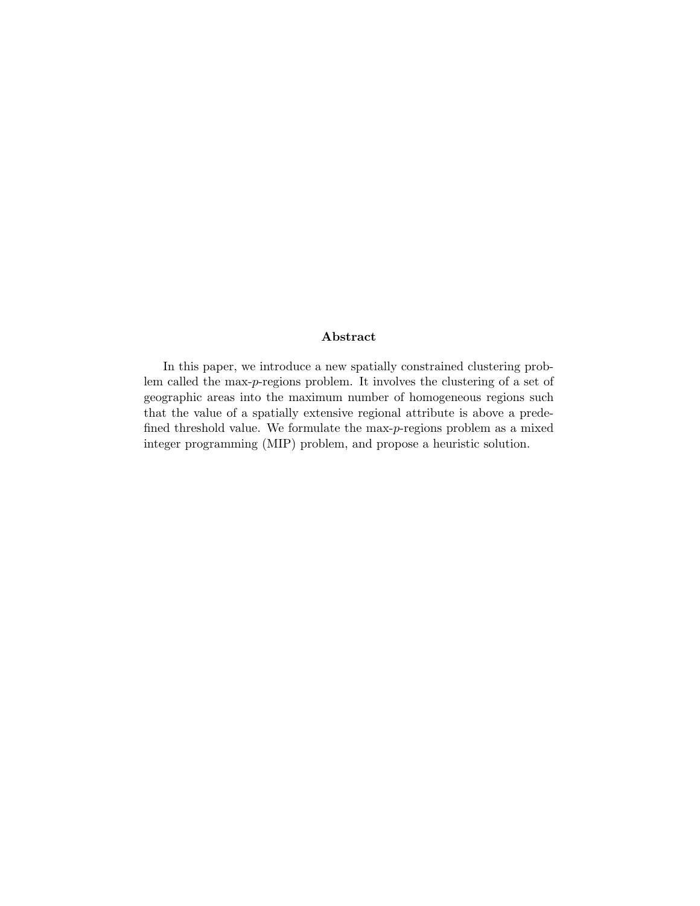## Abstract

In this paper, we introduce a new spatially constrained clustering problem called the max-*p*-regions problem. It involves the clustering of a set of geographic areas into the maximum number of homogeneous regions such that the value of a spatially extensive regional attribute is above a predefined threshold value. We formulate the max-*p*-regions problem as a mixed integer programming (MIP) problem, and propose a heuristic solution.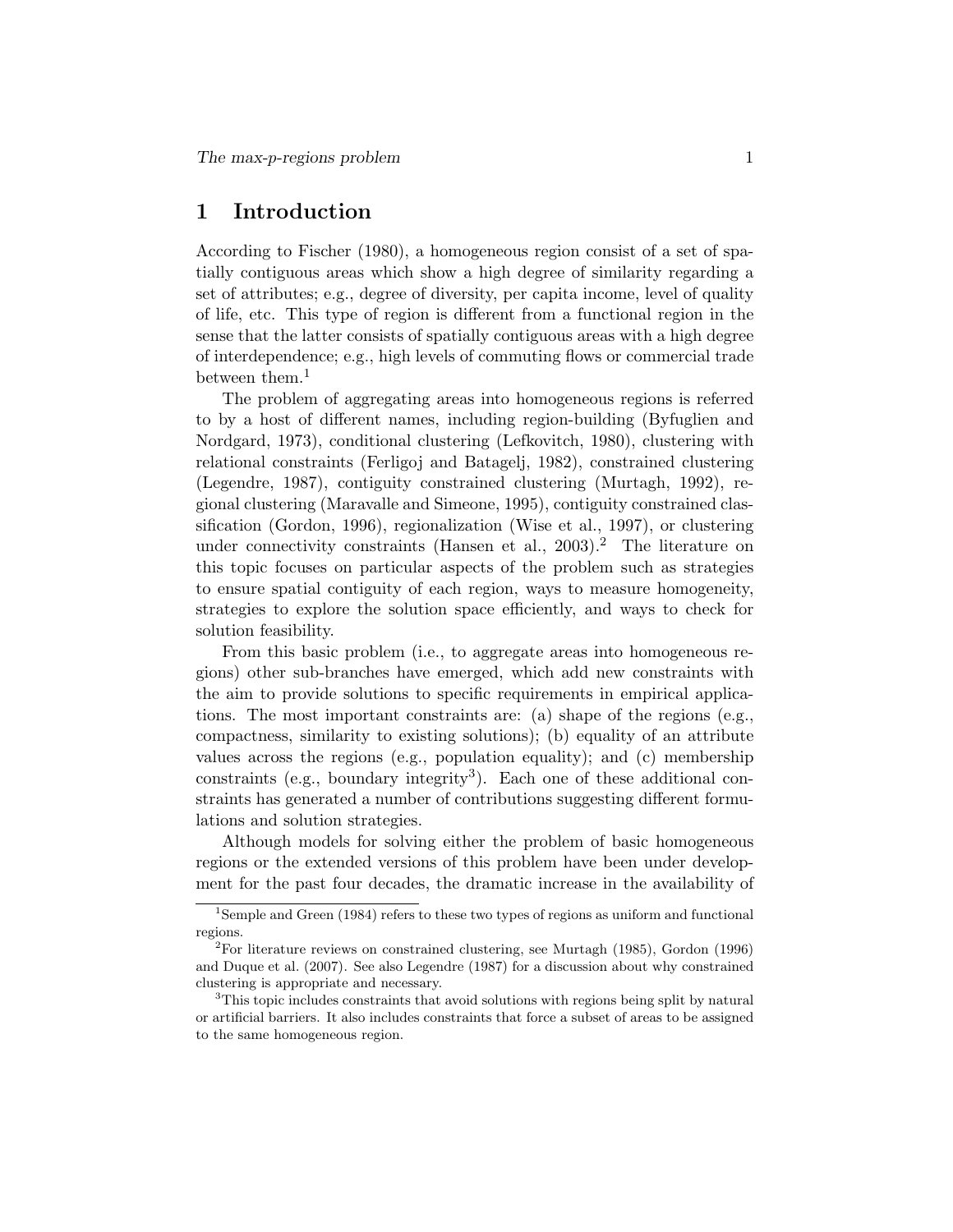# 1 Introduction

According to Fischer (1980), a homogeneous region consist of a set of spatially contiguous areas which show a high degree of similarity regarding a set of attributes; e.g., degree of diversity, per capita income, level of quality of life, etc. This type of region is different from a functional region in the sense that the latter consists of spatially contiguous areas with a high degree of interdependence; e.g., high levels of commuting flows or commercial trade between them.[1]

The problem of aggregating areas into homogeneous regions is referred to by a host of different names, including region-building (Byfuglien and Nordgard, 1973), conditional clustering (Lefkovitch, 1980), clustering with relational constraints (Ferligoj and Batagelj, 1982), constrained clustering (Legendre, 1987), contiguity constrained clustering (Murtagh, 1992), regional clustering (Maravalle and Simeone, 1995), contiguity constrained classification (Gordon, 1996), regionalization (Wise et al., 1997), or clustering under connectivity constraints (Hansen et al., 2003).[2] The literature on this topic focuses on particular aspects of the problem such as strategies to ensure spatial contiguity of each region, ways to measure homogeneity, strategies to explore the solution space efficiently, and ways to check for solution feasibility.

From this basic problem (i.e., to aggregate areas into homogeneous regions) other sub-branches have emerged, which add new constraints with the aim to provide solutions to specific requirements in empirical applications. The most important constraints are: (a) shape of the regions (e.g., compactness, similarity to existing solutions); (b) equality of an attribute values across the regions (e.g., population equality); and (c) membership constraints (e.g., boundary integrity[3]). Each one of these additional constraints has generated a number of contributions suggesting different formulations and solution strategies.

Although models for solving either the problem of basic homogeneous regions or the extended versions of this problem have been under development for the past four decades, the dramatic increase in the availability of

---

[1] Semple and Green (1984) refers to these two types of regions as uniform and functional regions.

[2] For literature reviews on constrained clustering, see Murtagh (1985), Gordon (1996) and Duque et al. (2007). See also Legendre (1987) for a discussion about why constrained clustering is appropriate and necessary.

[3] This topic includes constraints that avoid solutions with regions being split by natural or artificial barriers. It also includes constraints that force a subset of areas to be assigned to the same homogeneous region.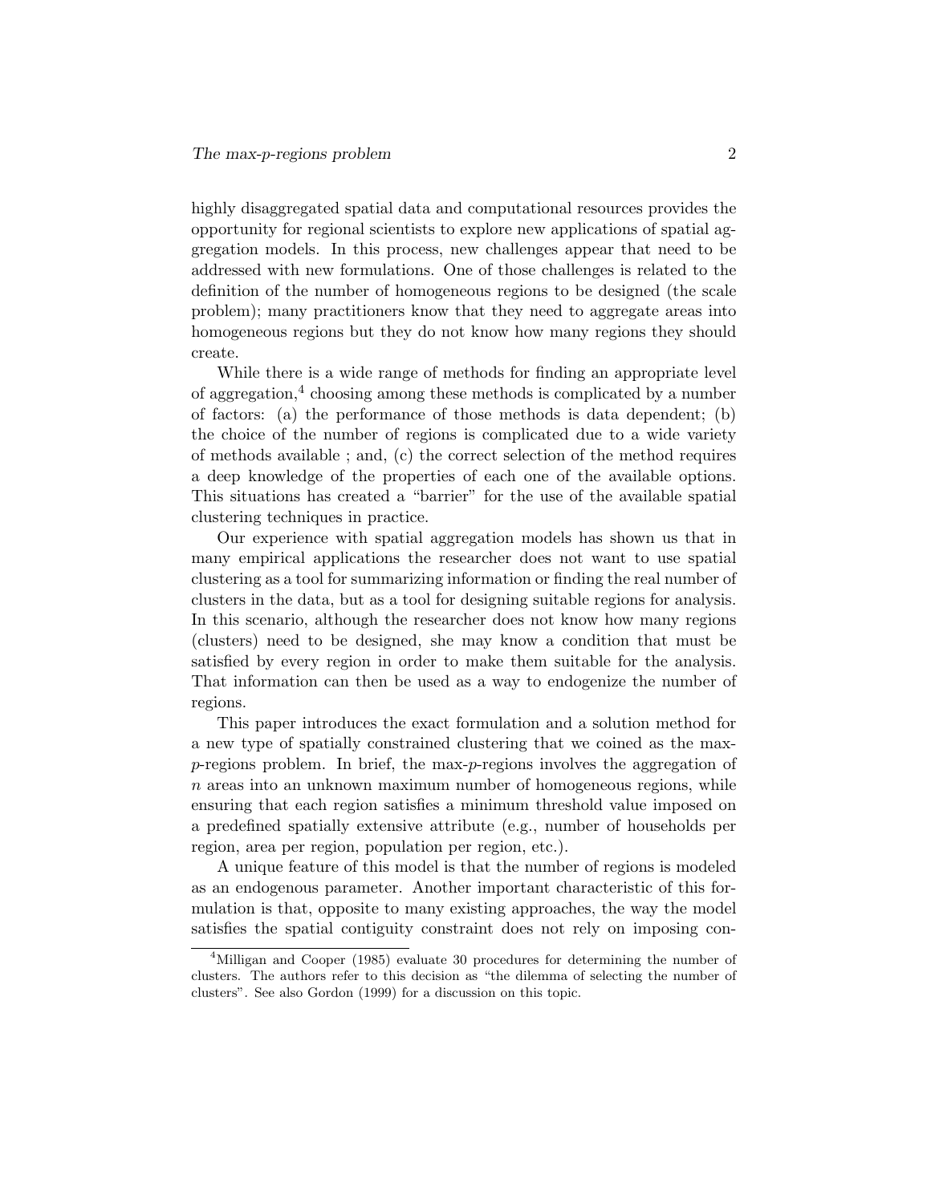highly disaggregated spatial data and computational resources provides the opportunity for regional scientists to explore new applications of spatial aggregation models. In this process, new challenges appear that need to be addressed with new formulations. One of those challenges is related to the definition of the number of homogeneous regions to be designed (the scale problem); many practitioners know that they need to aggregate areas into homogeneous regions but they do not know how many regions they should create.

While there is a wide range of methods for finding an appropriate level of aggregation,[4] choosing among these methods is complicated by a number of factors: (a) the performance of those methods is data dependent; (b) the choice of the number of regions is complicated due to a wide variety of methods available ; and, (c) the correct selection of the method requires a deep knowledge of the properties of each one of the available options. This situations has created a "barrier" for the use of the available spatial clustering techniques in practice.

Our experience with spatial aggregation models has shown us that in many empirical applications the researcher does not want to use spatial clustering as a tool for summarizing information or finding the real number of clusters in the data, but as a tool for designing suitable regions for analysis. In this scenario, although the researcher does not know how many regions (clusters) need to be designed, she may know a condition that must be satisfied by every region in order to make them suitable for the analysis. That information can then be used as a way to endogenize the number of regions.

This paper introduces the exact formulation and a solution method for a new type of spatially constrained clustering that we coined as the max-$p$-regions problem. In brief, the max-$p$-regions involves the aggregation of $n$ areas into an unknown maximum number of homogeneous regions, while ensuring that each region satisfies a minimum threshold value imposed on a predefined spatially extensive attribute (e.g., number of households per region, area per region, population per region, etc.).

A unique feature of this model is that the number of regions is modeled as an endogenous parameter. Another important characteristic of this formulation is that, opposite to many existing approaches, the way the model satisfies the spatial contiguity constraint does not rely on imposing con-

[4] Milligan and Cooper (1985) evaluate 30 procedures for determining the number of clusters. The authors refer to this decision as "the dilemma of selecting the number of clusters". See also Gordon (1999) for a discussion on this topic.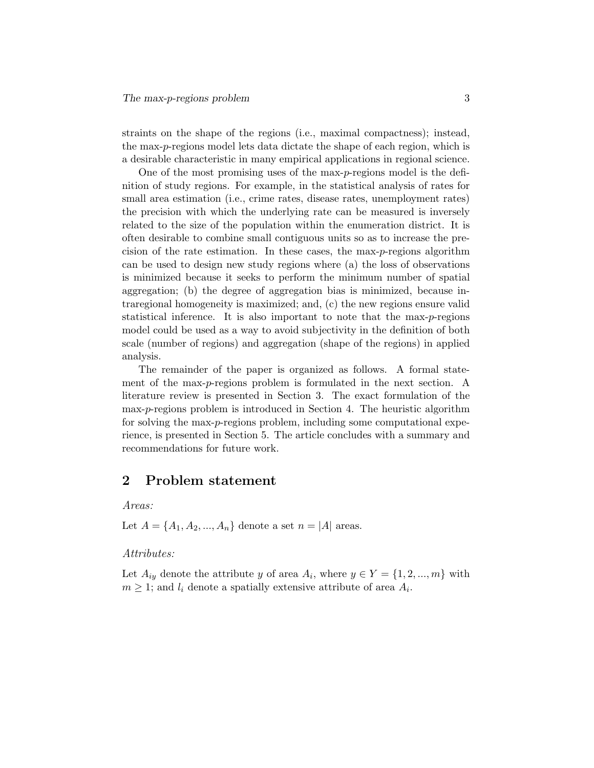straints on the shape of the regions (i.e., maximal compactness); instead, the max-$p$-regions model lets data dictate the shape of each region, which is a desirable characteristic in many empirical applications in regional science.

One of the most promising uses of the max-$p$-regions model is the definition of study regions. For example, in the statistical analysis of rates for small area estimation (i.e., crime rates, disease rates, unemployment rates) the precision with which the underlying rate can be measured is inversely related to the size of the population within the enumeration district. It is often desirable to combine small contiguous units so as to increase the precision of the rate estimation. In these cases, the max-$p$-regions algorithm can be used to design new study regions where (a) the loss of observations is minimized because it seeks to perform the minimum number of spatial aggregation; (b) the degree of aggregation bias is minimized, because intraregional homogeneity is maximized; and, (c) the new regions ensure valid statistical inference. It is also important to note that the max-$p$-regions model could be used as a way to avoid subjectivity in the definition of both scale (number of regions) and aggregation (shape of the regions) in applied analysis.

The remainder of the paper is organized as follows. A formal statement of the max-$p$-regions problem is formulated in the next section. A literature review is presented in Section 3. The exact formulation of the max-$p$-regions problem is introduced in Section 4. The heuristic algorithm for solving the max-$p$-regions problem, including some computational experience, is presented in Section 5. The article concludes with a summary and recommendations for future work.

## 2 Problem statement

*Areas:*

Let $A = \{A_1, A_2, ..., A_n\}$ denote a set $n = |A|$ areas.

*Attributes:*

Let $A_{iy}$ denote the attribute $y$ of area $A_i$, where $y \in Y = \{1, 2, ..., m\}$ with $m \geq 1$; and $l_i$ denote a spatially extensive attribute of area $A_i$.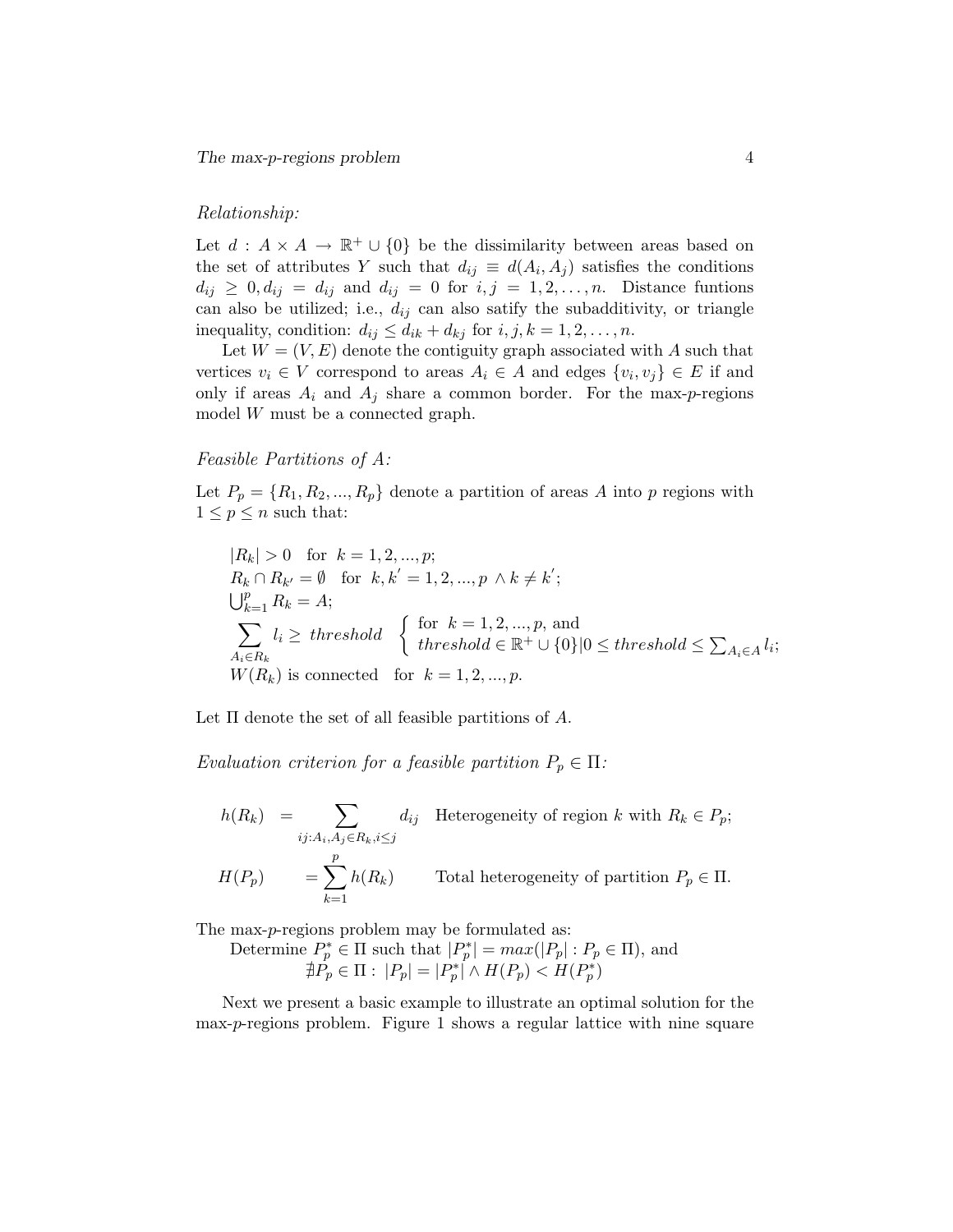*Relationship:*

Let $d : A \times A \rightarrow \mathbb{R}^{+} \cup \{0\}$ be the dissimilarity between areas based on the set of attributes $Y$ such that $d_{ij} \equiv d(A_i, A_j)$ satisfies the conditions $d_{ij} \geq 0, d_{ij} = d_{ij}$ and $d_{ij} = 0$ for $i, j = 1, 2, \ldots, n$. Distance funtions can also be utilized; i.e., $d_{ij}$ can also satify the subadditivity, or triangle inequality, condition: $d_{ij} \leq d_{ik} + d_{kj}$ for $i, j, k = 1, 2, \ldots, n$.

Let $W = (V, E)$ denote the contiguity graph associated with $A$ such that vertices $v_i \in V$ correspond to areas $A_i \in A$ and edges $\{v_i, v_j\} \in E$ if and only if areas $A_i$ and $A_j$ share a common border. For the max-$p$-regions model $W$ must be a connected graph.

*Feasible Partitions of A:*

Let $P_p = \{R_1, R_2, ..., R_p\}$ denote a partition of areas $A$ into $p$ regions with $1 \leq p \leq n$ such that:

$$
\begin{aligned}
&|R_k| > 0 \quad \text{for } \ k = 1, 2, ..., p; \\
&R_k \cap R_{k'} = \emptyset \quad \text{for } \ k, k' = 1, 2, ..., p \ \wedge k \neq k'; \\
&\bigcup_{k=1}^{p} R_k = A; \\
&\sum_{A_i \in R_k} l_i \geq \ threshold \quad \left\{ \begin{array}{l} \text{for } \ k = 1, 2, ..., p, \text{ and} \\ threshold \in \mathbb{R}^{+} \cup \{0\} | 0 \leq threshold \leq \sum_{A_i \in A} l_i; \end{array} \right. \\
&W(R_k) \text{ is connected} \quad \text{for } \ k = 1, 2, ..., p.
\end{aligned}
$$

Let $\Pi$ denote the set of all feasible partitions of $A$.

*Evaluation criterion for a feasible partition $P_p \in \Pi$:*

$$
\begin{aligned}
h(R_k) &= \sum_{ij:A_i, A_j \in R_k, i \leq j} d_{ij} \quad \text{Heterogeneity of region } k \text{ with } R_k \in P_p; \\
H(P_p) &= \sum_{k=1}^{p} h(R_k) \qquad \text{Total heterogeneity of partition } P_p \in \Pi.
\end{aligned}
$$

The max-$p$-regions problem may be formulated as:

Determine $P_p^* \in \Pi$ such that $|P_p^*| = max(|P_p| : P_p \in \Pi)$, and
$\nexists P_p \in \Pi : \ |P_p| = |P_p^*| \wedge H(P_p) < H(P_p^*)$

Next we present a basic example to illustrate an optimal solution for the max-$p$-regions problem. Figure 1 shows a regular lattice with nine square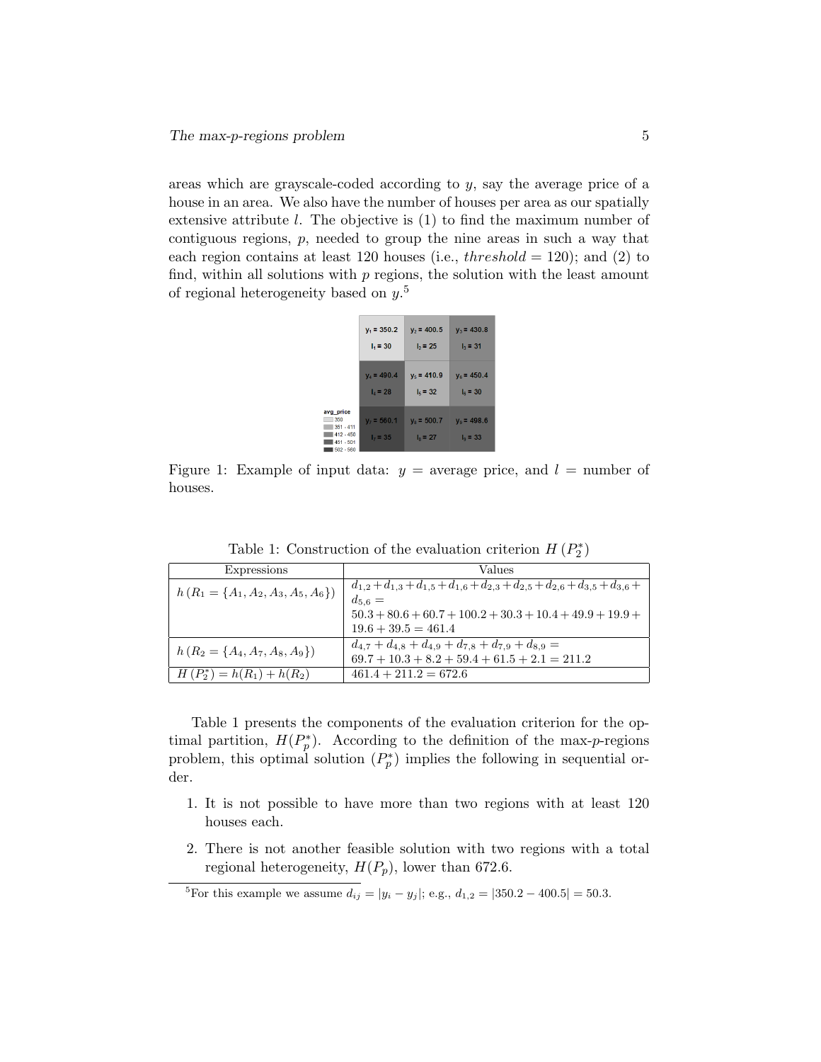areas which are grayscale-coded according to $y$, say the average price of a house in an area. We also have the number of houses per area as our spatially extensive attribute $l$. The objective is (1) to find the maximum number of contiguous regions, $p$, needed to group the nine areas in such a way that each region contains at least 120 houses (i.e., $threshold = 120$); and (2) to find, within all solutions with $p$ regions, the solution with the least amount of regional heterogeneity based on $y$.[5]

| $y_1 = 350.2$, $l_1 = 30$ | $y_2 = 400.5$, $l_2 = 25$ | $y_3 = 430.8$, $l_3 = 31$ |
|---|---|---|
| $y_4 = 490.4$, $l_4 = 28$ | $y_5 = 410.9$, $l_5 = 32$ | $y_6 = 450.4$, $l_6 = 30$ |
| $y_7 = 560.1$, $l_7 = 35$ | $y_8 = 500.7$, $l_8 = 27$ | $y_9 = 498.6$, $l_9 = 33$ |

avg_price: 350; 351 - 411; 412 - 450; 451 - 501; 502 - 560

Figure 1: Example of input data: $y$ = average price, and $l$ = number of houses.

Table 1: Construction of the evaluation criterion $H(P_2^*)$

| Expressions | Values |
|---|---|
| $h(R_1 = \{A_1, A_2, A_3, A_5, A_6\})$ | $d_{1,2}+d_{1,3}+d_{1,5}+d_{1,6}+d_{2,3}+d_{2,5}+d_{2,6}+d_{3,5}+d_{3,6}+d_{5,6} =$ $50.3+80.6+60.7+100.2+30.3+10.4+49.9+19.9+19.6+39.5 = 461.4$ |
| $h(R_2 = \{A_4, A_7, A_8, A_9\})$ | $d_{4,7}+d_{4,8}+d_{4,9}+d_{7,8}+d_{7,9}+d_{8,9} =$ $69.7+10.3+8.2+59.4+61.5+2.1 = 211.2$ |
| $H(P_2^*) = h(R_1) + h(R_2)$ | $461.4 + 211.2 = 672.6$ |

Table 1 presents the components of the evaluation criterion for the optimal partition, $H(P_p^*)$. According to the definition of the max-$p$-regions problem, this optimal solution ($P_p^*$) implies the following in sequential order.

1. It is not possible to have more than two regions with at least 120 houses each.
2. There is not another feasible solution with two regions with a total regional heterogeneity, $H(P_p)$, lower than 672.6.

[5] For this example we assume $d_{ij} = |y_i - y_j|$; e.g., $d_{1,2} = |350.2 - 400.5| = 50.3$.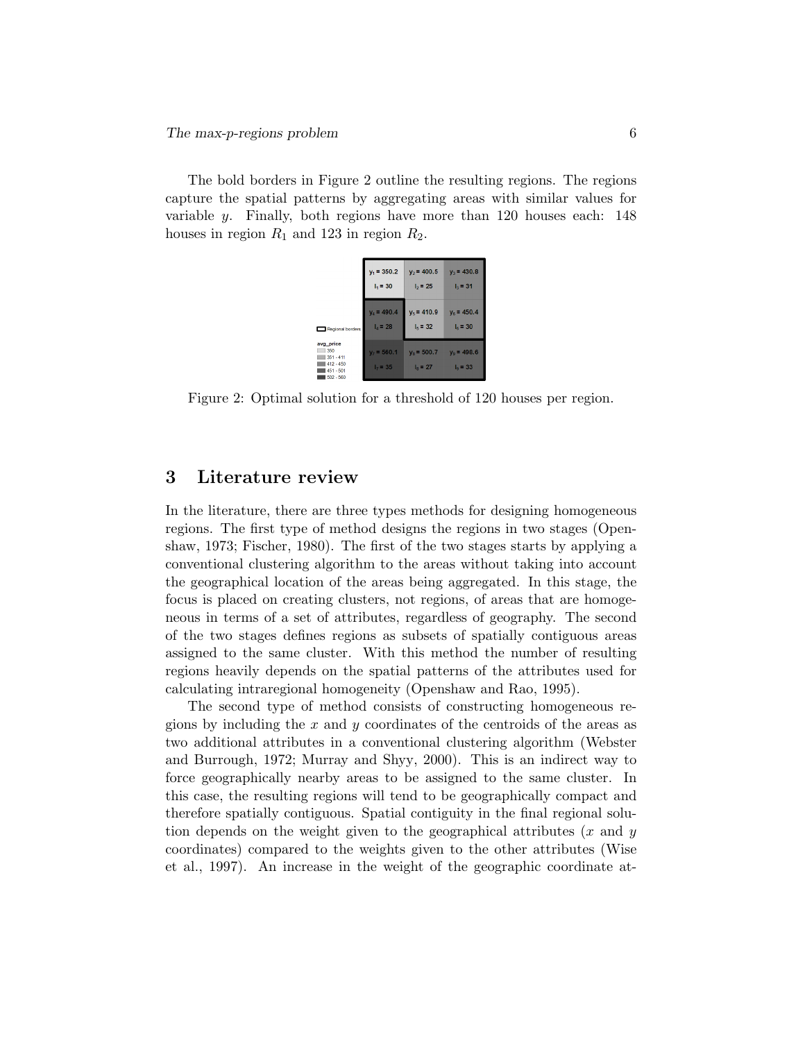The bold borders in Figure 2 outline the resulting regions. The regions capture the spatial patterns by aggregating areas with similar values for variable $y$. Finally, both regions have more than 120 houses each: 148 houses in region $R_1$ and 123 in region $R_2$.

Figure 2: Optimal solution for a threshold of 120 houses per region.

## 3 Literature review

In the literature, there are three types methods for designing homogeneous regions. The first type of method designs the regions in two stages (Openshaw, 1973; Fischer, 1980). The first of the two stages starts by applying a conventional clustering algorithm to the areas without taking into account the geographical location of the areas being aggregated. In this stage, the focus is placed on creating clusters, not regions, of areas that are homogeneous in terms of a set of attributes, regardless of geography. The second of the two stages defines regions as subsets of spatially contiguous areas assigned to the same cluster. With this method the number of resulting regions heavily depends on the spatial patterns of the attributes used for calculating intraregional homogeneity (Openshaw and Rao, 1995).

The second type of method consists of constructing homogeneous regions by including the $x$ and $y$ coordinates of the centroids of the areas as two additional attributes in a conventional clustering algorithm (Webster and Burrough, 1972; Murray and Shyy, 2000). This is an indirect way to force geographically nearby areas to be assigned to the same cluster. In this case, the resulting regions will tend to be geographically compact and therefore spatially contiguous. Spatial contiguity in the final regional solution depends on the weight given to the geographical attributes ($x$ and $y$ coordinates) compared to the weights given to the other attributes (Wise et al., 1997). An increase in the weight of the geographic coordinate at-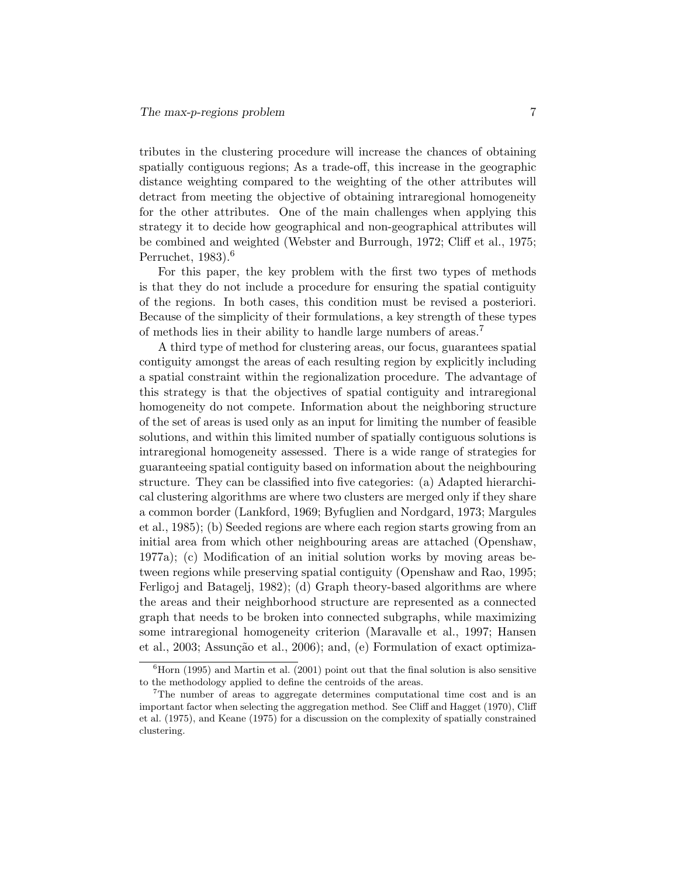tributes in the clustering procedure will increase the chances of obtaining spatially contiguous regions; As a trade-off, this increase in the geographic distance weighting compared to the weighting of the other attributes will detract from meeting the objective of obtaining intraregional homogeneity for the other attributes. One of the main challenges when applying this strategy it to decide how geographical and non-geographical attributes will be combined and weighted (Webster and Burrough, 1972; Cliff et al., 1975; Perruchet, 1983).[6]

For this paper, the key problem with the first two types of methods is that they do not include a procedure for ensuring the spatial contiguity of the regions. In both cases, this condition must be revised a posteriori. Because of the simplicity of their formulations, a key strength of these types of methods lies in their ability to handle large numbers of areas.[7]

A third type of method for clustering areas, our focus, guarantees spatial contiguity amongst the areas of each resulting region by explicitly including a spatial constraint within the regionalization procedure. The advantage of this strategy is that the objectives of spatial contiguity and intraregional homogeneity do not compete. Information about the neighboring structure of the set of areas is used only as an input for limiting the number of feasible solutions, and within this limited number of spatially contiguous solutions is intraregional homogeneity assessed. There is a wide range of strategies for guaranteeing spatial contiguity based on information about the neighbouring structure. They can be classified into five categories: (a) Adapted hierarchical clustering algorithms are where two clusters are merged only if they share a common border (Lankford, 1969; Byfuglien and Nordgard, 1973; Margules et al., 1985); (b) Seeded regions are where each region starts growing from an initial area from which other neighbouring areas are attached (Openshaw, 1977a); (c) Modification of an initial solution works by moving areas between regions while preserving spatial contiguity (Openshaw and Rao, 1995; Ferligoj and Batagelj, 1982); (d) Graph theory-based algorithms are where the areas and their neighborhood structure are represented as a connected graph that needs to be broken into connected subgraphs, while maximizing some intraregional homogeneity criterion (Maravalle et al., 1997; Hansen et al., 2003; Assunção et al., 2006); and, (e) Formulation of exact optimiza-

[6] Horn (1995) and Martin et al. (2001) point out that the final solution is also sensitive to the methodology applied to define the centroids of the areas.

[7] The number of areas to aggregate determines computational time cost and is an important factor when selecting the aggregation method. See Cliff and Hagget (1970), Cliff et al. (1975), and Keane (1975) for a discussion on the complexity of spatially constrained clustering.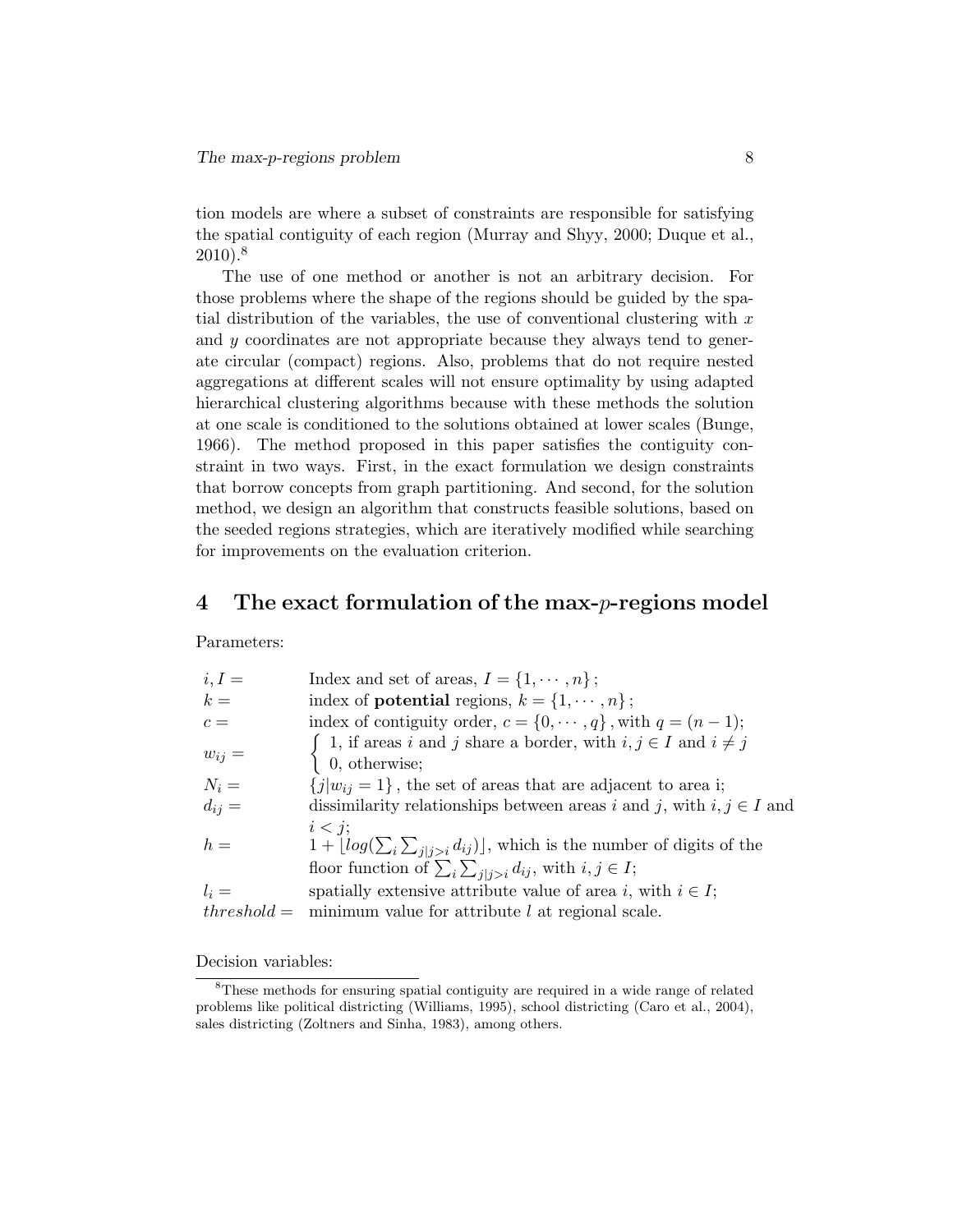tion models are where a subset of constraints are responsible for satisfying the spatial contiguity of each region (Murray and Shyy, 2000; Duque et al., 2010).[8]

The use of one method or another is not an arbitrary decision. For those problems where the shape of the regions should be guided by the spatial distribution of the variables, the use of conventional clustering with $x$ and $y$ coordinates are not appropriate because they always tend to generate circular (compact) regions. Also, problems that do not require nested aggregations at different scales will not ensure optimality by using adapted hierarchical clustering algorithms because with these methods the solution at one scale is conditioned to the solutions obtained at lower scales (Bunge, 1966). The method proposed in this paper satisfies the contiguity constraint in two ways. First, in the exact formulation we design constraints that borrow concepts from graph partitioning. And second, for the solution method, we design an algorithm that constructs feasible solutions, based on the seeded regions strategies, which are iteratively modified while searching for improvements on the evaluation criterion.

## 4 The exact formulation of the max-$p$-regions model

Parameters:

| | |
|---|---|
| $i, I =$ | Index and set of areas, $I = \{1, \cdots, n\}$; |
| $k =$ | index of **potential** regions, $k = \{1, \cdots, n\}$; |
| $c =$ | index of contiguity order, $c = \{0, \cdots, q\}$, with $q = (n-1)$; |
| $w_{ij} =$ | $\begin{cases} 1, \text{ if areas } i \text{ and } j \text{ share a border, with } i, j \in I \text{ and } i \neq j \\ 0, \text{ otherwise;} \end{cases}$ |
| $N_i =$ | $\{j \mid w_{ij} = 1\}$, the set of areas that are adjacent to area i; |
| $d_{ij} =$ | dissimilarity relationships between areas $i$ and $j$, with $i, j \in I$ and $i < j$; |
| $h =$ | $1 + \lfloor log(\sum_i \sum_{j \mid j>i} d_{ij}) \rfloor$, which is the number of digits of the floor function of $\sum_i \sum_{j \mid j>i} d_{ij}$, with $i, j \in I$; |
| $l_i =$ | spatially extensive attribute value of area $i$, with $i \in I$; |
| $threshold =$ | minimum value for attribute $l$ at regional scale. |

Decision variables:

[8] These methods for ensuring spatial contiguity are required in a wide range of related problems like political districting (Williams, 1995), school districting (Caro et al., 2004), sales districting (Zoltners and Sinha, 1983), among others.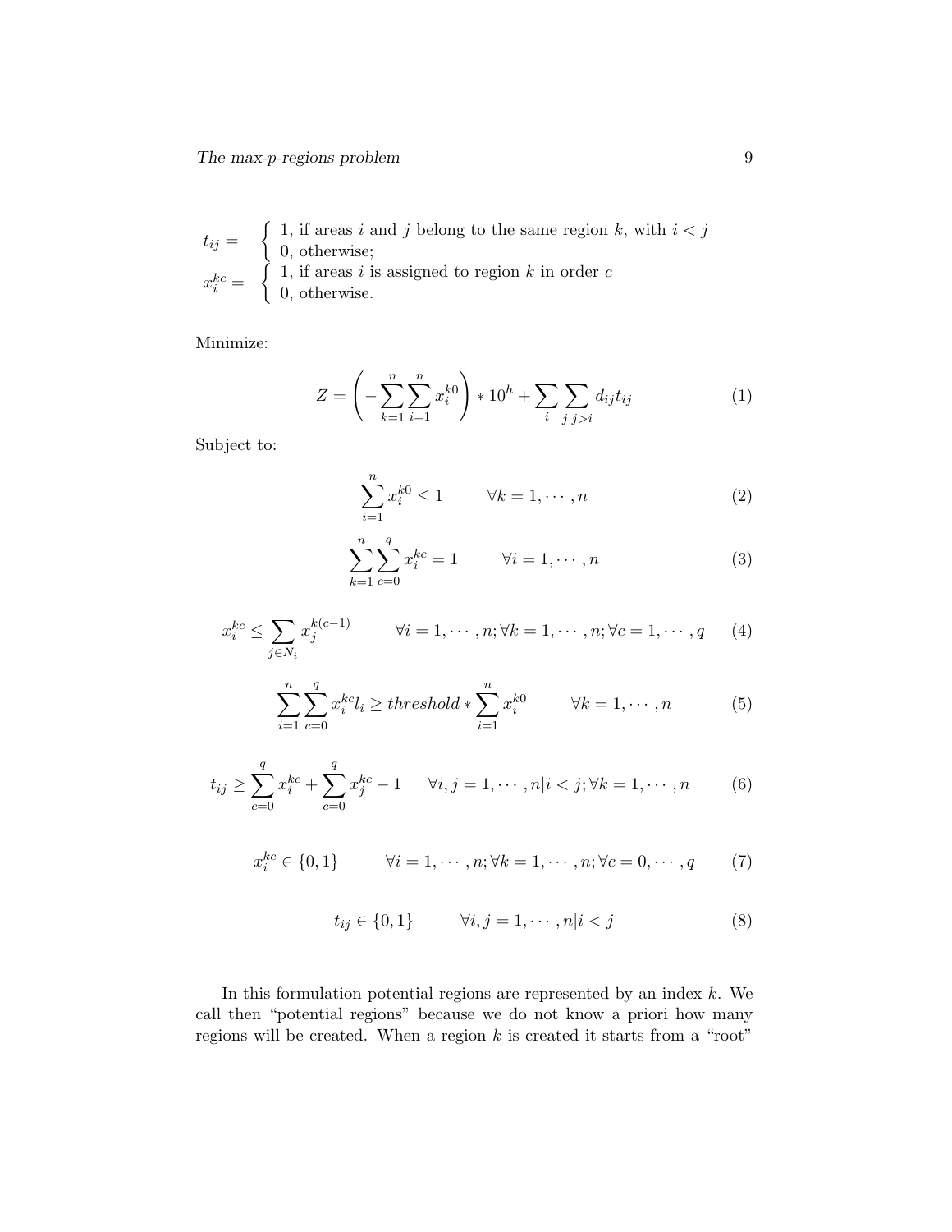$$t_{ij} = \begin{cases} 1, \text{ if areas } i \text{ and } j \text{ belong to the same region } k, \text{ with } i < j \\ 0, \text{ otherwise;} \end{cases}$$

$$x_i^{kc} = \begin{cases} 1, \text{ if areas } i \text{ is assigned to region } k \text{ in order } c \\ 0, \text{ otherwise.} \end{cases}$$

Minimize:

$$Z = \left( -\sum_{k=1}^{n} \sum_{i=1}^{n} x_i^{k0} \right) * 10^h + \sum_{i} \sum_{j|j>i} d_{ij} t_{ij} \tag{1}$$

Subject to:

$$\sum_{i=1}^{n} x_i^{k0} \leq 1 \qquad \forall k = 1, \cdots, n \tag{2}$$

$$\sum_{k=1}^{n} \sum_{c=0}^{q} x_i^{kc} = 1 \qquad \forall i = 1, \cdots, n \tag{3}$$

$$x_i^{kc} \leq \sum_{j \in N_i} x_j^{k(c-1)} \qquad \forall i = 1, \cdots, n; \forall k = 1, \cdots, n; \forall c = 1, \cdots, q \tag{4}$$

$$\sum_{i=1}^{n} \sum_{c=0}^{q} x_i^{kc} l_i \geq threshold * \sum_{i=1}^{n} x_i^{k0} \qquad \forall k = 1, \cdots, n \tag{5}$$

$$t_{ij} \geq \sum_{c=0}^{q} x_i^{kc} + \sum_{c=0}^{q} x_j^{kc} - 1 \qquad \forall i, j = 1, \cdots, n | i < j; \forall k = 1, \cdots, n \tag{6}$$

$$x_i^{kc} \in \{0, 1\} \qquad \forall i = 1, \cdots, n; \forall k = 1, \cdots, n; \forall c = 0, \cdots, q \tag{7}$$

$$t_{ij} \in \{0, 1\} \qquad \forall i, j = 1, \cdots, n | i < j \tag{8}$$

In this formulation potential regions are represented by an index $k$. We call then "potential regions" because we do not know a priori how many regions will be created. When a region $k$ is created it starts from a "root"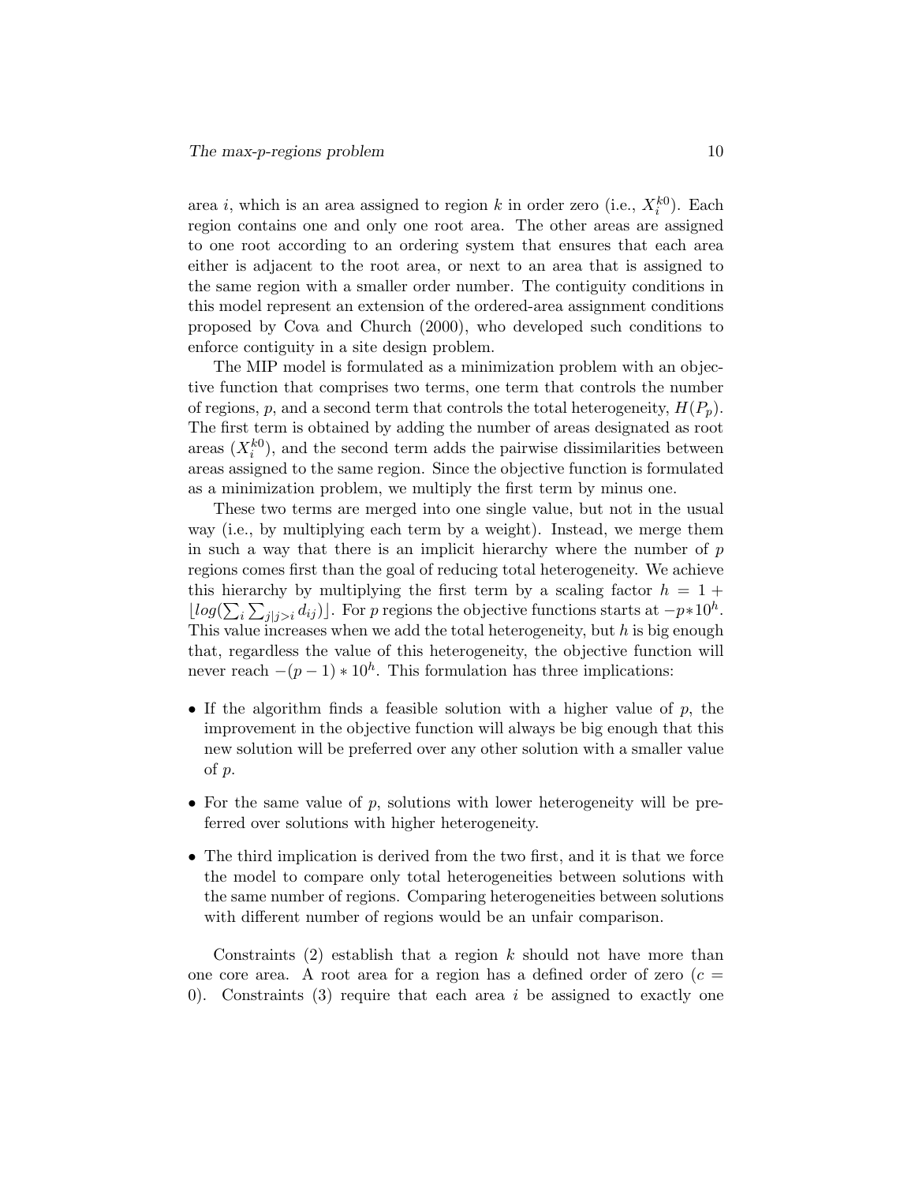area $i$, which is an area assigned to region $k$ in order zero (i.e., $X_i^{k0}$). Each region contains one and only one root area. The other areas are assigned to one root according to an ordering system that ensures that each area either is adjacent to the root area, or next to an area that is assigned to the same region with a smaller order number. The contiguity conditions in this model represent an extension of the ordered-area assignment conditions proposed by Cova and Church (2000), who developed such conditions to enforce contiguity in a site design problem.

The MIP model is formulated as a minimization problem with an objective function that comprises two terms, one term that controls the number of regions, $p$, and a second term that controls the total heterogeneity, $H(P_p)$. The first term is obtained by adding the number of areas designated as root areas ($X_i^{k0}$), and the second term adds the pairwise dissimilarities between areas assigned to the same region. Since the objective function is formulated as a minimization problem, we multiply the first term by minus one.

These two terms are merged into one single value, but not in the usual way (i.e., by multiplying each term by a weight). Instead, we merge them in such a way that there is an implicit hierarchy where the number of $p$ regions comes first than the goal of reducing total heterogeneity. We achieve this hierarchy by multiplying the first term by a scaling factor $h = 1 + \lfloor log(\sum_i \sum_{j|j>i} d_{ij}) \rfloor$. For $p$ regions the objective functions starts at $-p * 10^h$. This value increases when we add the total heterogeneity, but $h$ is big enough that, regardless the value of this heterogeneity, the objective function will never reach $-(p-1) * 10^h$. This formulation has three implications:

- If the algorithm finds a feasible solution with a higher value of $p$, the improvement in the objective function will always be big enough that this new solution will be preferred over any other solution with a smaller value of $p$.
- For the same value of $p$, solutions with lower heterogeneity will be preferred over solutions with higher heterogeneity.
- The third implication is derived from the two first, and it is that we force the model to compare only total heterogeneities between solutions with the same number of regions. Comparing heterogeneities between solutions with different number of regions would be an unfair comparison.

Constraints (2) establish that a region $k$ should not have more than one core area. A root area for a region has a defined order of zero ($c = 0$). Constraints (3) require that each area $i$ be assigned to exactly one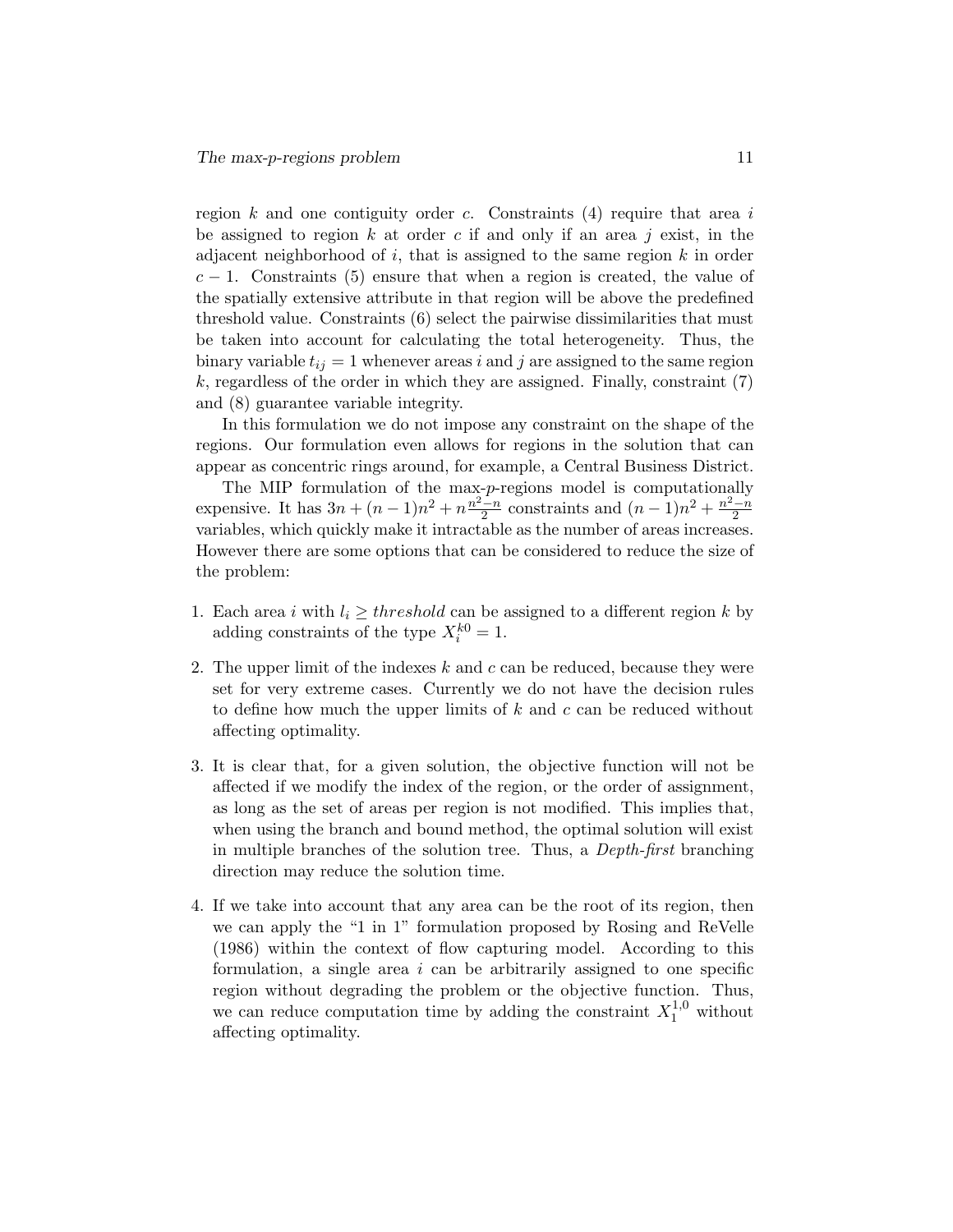region $k$ and one contiguity order $c$. Constraints (4) require that area $i$ be assigned to region $k$ at order $c$ if and only if an area $j$ exist, in the adjacent neighborhood of $i$, that is assigned to the same region $k$ in order $c-1$. Constraints (5) ensure that when a region is created, the value of the spatially extensive attribute in that region will be above the predefined threshold value. Constraints (6) select the pairwise dissimilarities that must be taken into account for calculating the total heterogeneity. Thus, the binary variable $t_{ij} = 1$ whenever areas $i$ and $j$ are assigned to the same region $k$, regardless of the order in which they are assigned. Finally, constraint (7) and (8) guarantee variable integrity.

In this formulation we do not impose any constraint on the shape of the regions. Our formulation even allows for regions in the solution that can appear as concentric rings around, for example, a Central Business District.

The MIP formulation of the max-$p$-regions model is computationally expensive. It has $3n + (n-1)n^2 + n\frac{n^2-n}{2}$ constraints and $(n-1)n^2 + \frac{n^2-n}{2}$ variables, which quickly make it intractable as the number of areas increases. However there are some options that can be considered to reduce the size of the problem:

1. Each area $i$ with $l_i \geq threshold$ can be assigned to a different region $k$ by adding constraints of the type $X_i^{k0} = 1$.

2. The upper limit of the indexes $k$ and $c$ can be reduced, because they were set for very extreme cases. Currently we do not have the decision rules to define how much the upper limits of $k$ and $c$ can be reduced without affecting optimality.

3. It is clear that, for a given solution, the objective function will not be affected if we modify the index of the region, or the order of assignment, as long as the set of areas per region is not modified. This implies that, when using the branch and bound method, the optimal solution will exist in multiple branches of the solution tree. Thus, a *Depth-first* branching direction may reduce the solution time.

4. If we take into account that any area can be the root of its region, then we can apply the "1 in 1" formulation proposed by Rosing and ReVelle (1986) within the context of flow capturing model. According to this formulation, a single area $i$ can be arbitrarily assigned to one specific region without degrading the problem or the objective function. Thus, we can reduce computation time by adding the constraint $X_1^{1,0}$ without affecting optimality.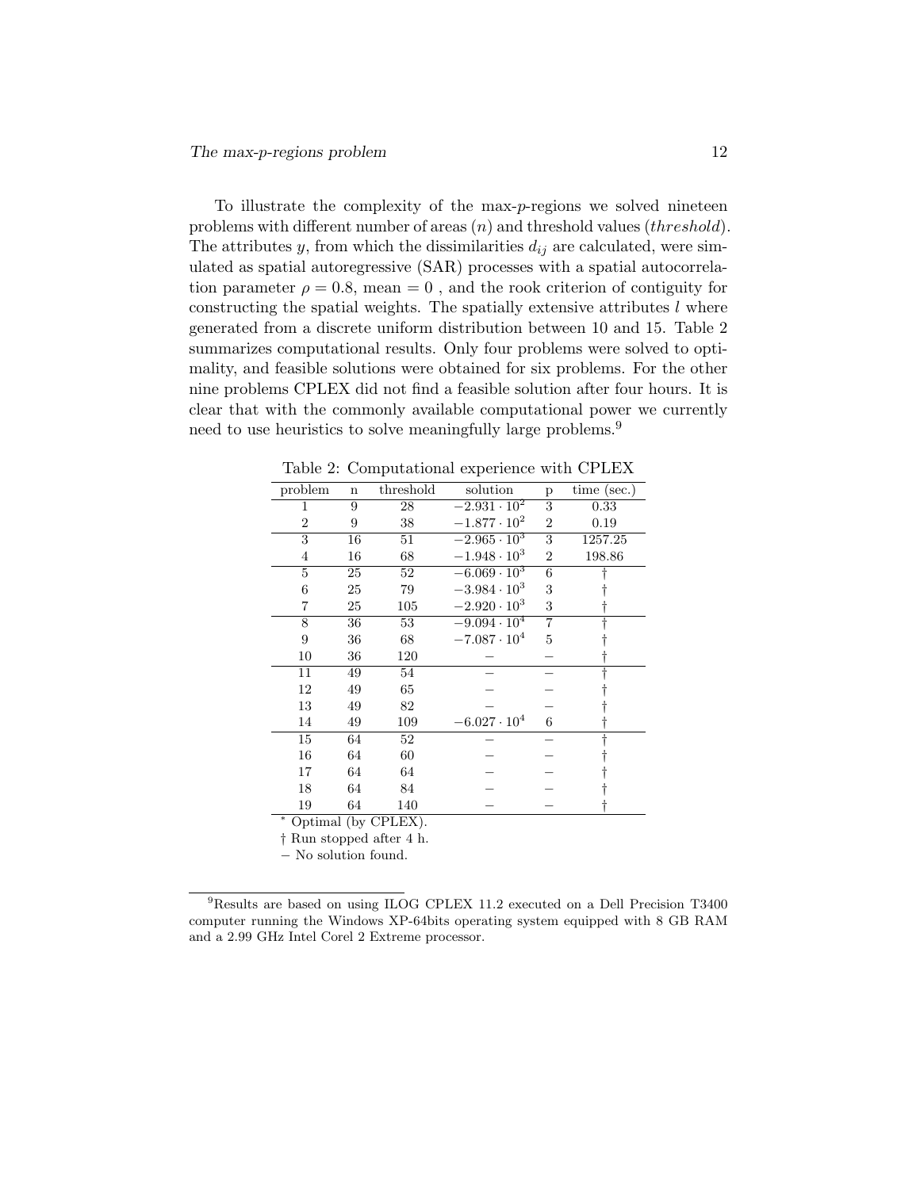To illustrate the complexity of the max-$p$-regions we solved nineteen problems with different number of areas ($n$) and threshold values ($threshold$). The attributes $y$, from which the dissimilarities $d_{ij}$ are calculated, were simulated as spatial autoregressive (SAR) processes with a spatial autocorrelation parameter $\rho = 0.8$, mean $= 0$ , and the rook criterion of contiguity for constructing the spatial weights. The spatially extensive attributes $l$ where generated from a discrete uniform distribution between 10 and 15. Table 2 summarizes computational results. Only four problems were solved to optimality, and feasible solutions were obtained for six problems. For the other nine problems CPLEX did not find a feasible solution after four hours. It is clear that with the commonly available computational power we currently need to use heuristics to solve meaningfully large problems.[9]

Table 2: Computational experience with CPLEX

| problem | n | threshold | solution | p | time (sec.) |
|---|---|---|---|---|---|
| 1 | 9 | 28 | $-2.931 \cdot 10^2$ | 3 | 0.33 |
| 2 | 9 | 38 | $-1.877 \cdot 10^2$ | 2 | 0.19 |
| 3 | 16 | 51 | $-2.965 \cdot 10^3$ | 3 | 1257.25 |
| 4 | 16 | 68 | $-1.948 \cdot 10^3$ | 2 | 198.86 |
| 5 | 25 | 52 | $-6.069 \cdot 10^3$ | 6 | † |
| 6 | 25 | 79 | $-3.984 \cdot 10^3$ | 3 | † |
| 7 | 25 | 105 | $-2.920 \cdot 10^3$ | 3 | † |
| 8 | 36 | 53 | $-9.094 \cdot 10^4$ | 7 | † |
| 9 | 36 | 68 | $-7.087 \cdot 10^4$ | 5 | † |
| 10 | 36 | 120 | − | − | † |
| 11 | 49 | 54 | − | − | † |
| 12 | 49 | 65 | − | − | † |
| 13 | 49 | 82 | − | − | † |
| 14 | 49 | 109 | $-6.027 \cdot 10^4$ | 6 | † |
| 15 | 64 | 52 | − | − | † |
| 16 | 64 | 60 | − | − | † |
| 17 | 64 | 64 | − | − | † |
| 18 | 64 | 84 | − | − | † |
| 19 | 64 | 140 | − | − | † |

* Optimal (by CPLEX).

† Run stopped after 4 h.

− No solution found.

[9]Results are based on using ILOG CPLEX 11.2 executed on a Dell Precision T3400 computer running the Windows XP-64bits operating system equipped with 8 GB RAM and a 2.99 GHz Intel Corel 2 Extreme processor.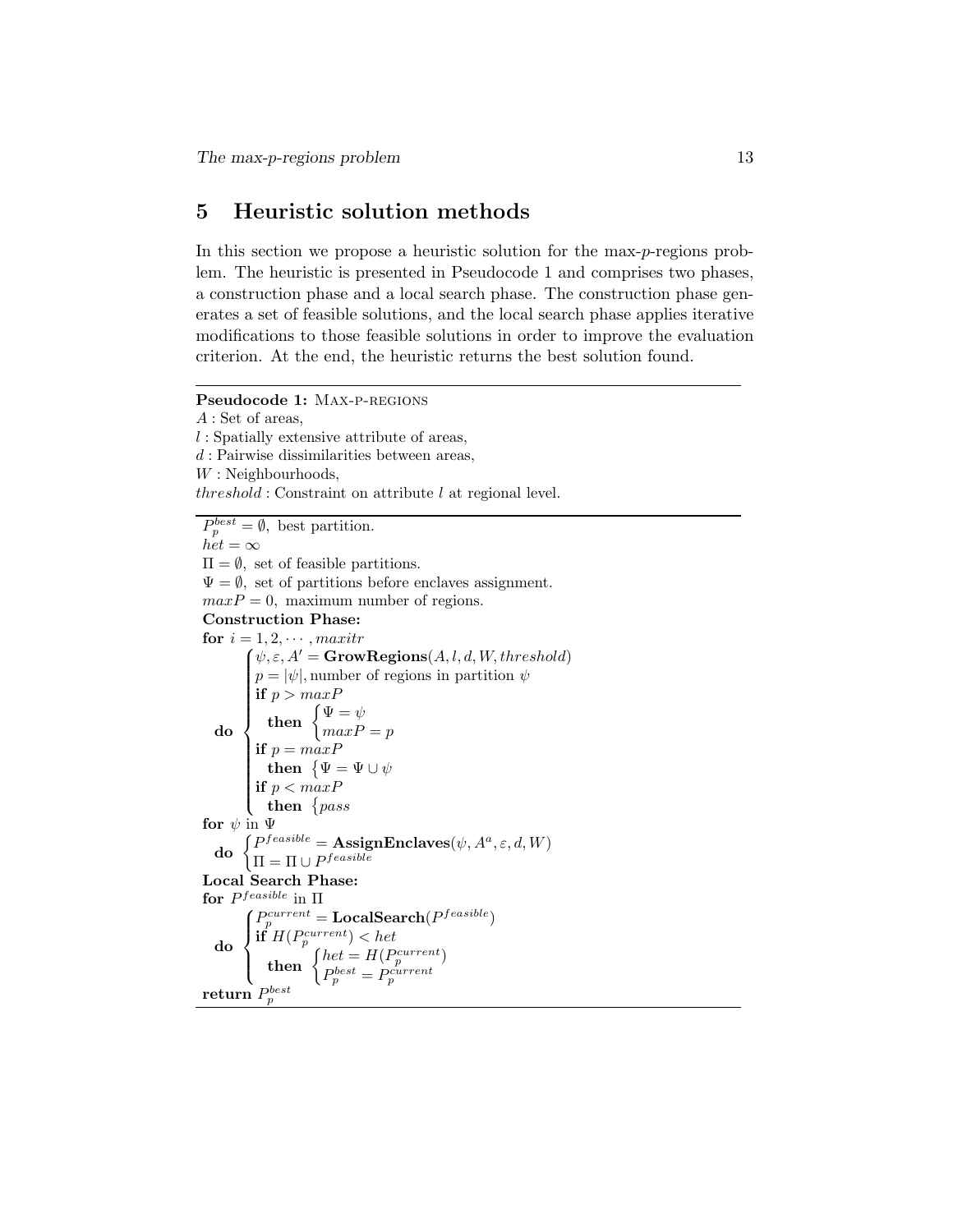## 5 Heuristic solution methods

In this section we propose a heuristic solution for the max-$p$-regions problem. The heuristic is presented in Pseudocode 1 and comprises two phases, a construction phase and a local search phase. The construction phase generates a set of feasible solutions, and the local search phase applies iterative modifications to those feasible solutions in order to improve the evaluation criterion. At the end, the heuristic returns the best solution found.

---

**Pseudocode 1:** MAX-P-REGIONS

$A$ : Set of areas,
$l$ : Spatially extensive attribute of areas,
$d$ : Pairwise dissimilarities between areas,
$W$ : Neighbourhoods,
$threshold$ : Constraint on attribute $l$ at regional level.

---

```
P_p^best = ∅, best partition.
het = ∞
Π = ∅, set of feasible partitions.
Ψ = ∅, set of partitions before enclaves assignment.
maxP = 0, maximum number of regions.
Construction Phase:
for i = 1, 2, ··· , maxitr
  do { ψ, ε, A' = GrowRegions(A, l, d, W, threshold)
       p = |ψ|, number of regions in partition ψ
       if p > maxP
         then { Ψ = ψ
                maxP = p
       if p = maxP
         then { Ψ = Ψ ∪ ψ
       if p < maxP
         then { pass
for ψ in Ψ
  do { P^feasible = AssignEnclaves(ψ, A^a, ε, d, W)
       Π = Π ∪ P^feasible
Local Search Phase:
for P^feasible in Π
  do { P_p^current = LocalSearch(P^feasible)
       if H(P_p^current) < het
         then { het = H(P_p^current)
                P_p^best = P_p^current
return P_p^best
```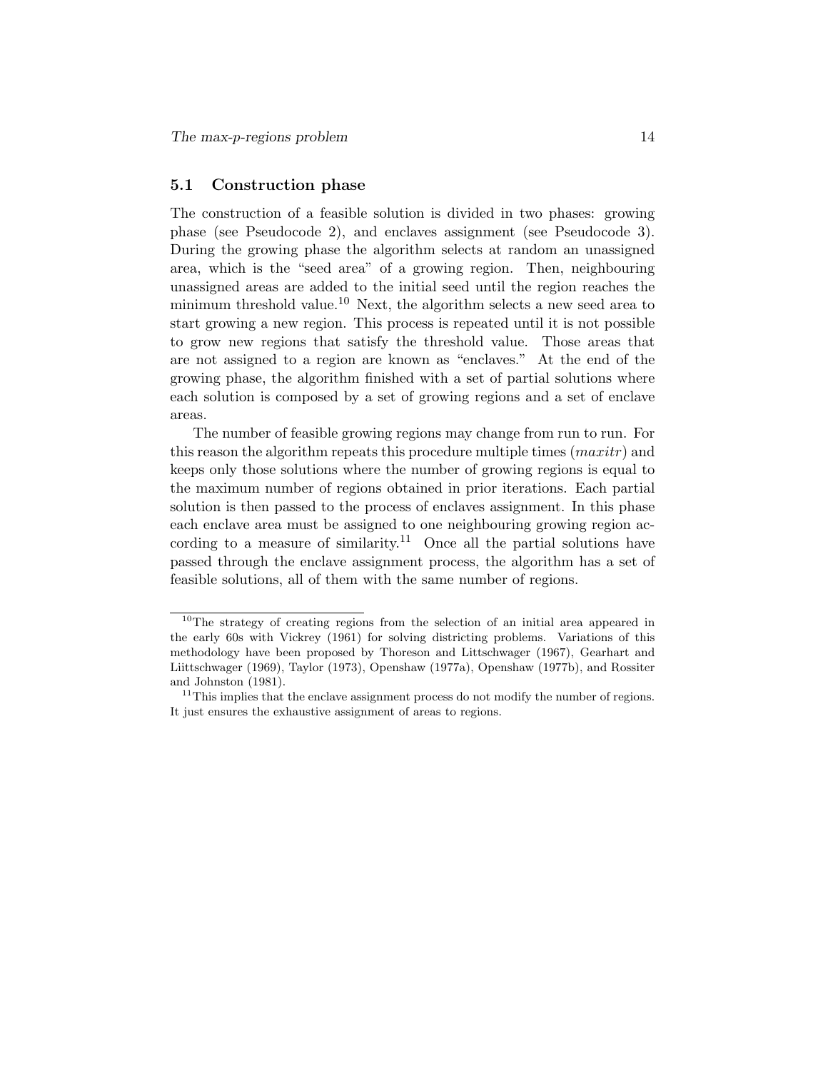### 5.1 Construction phase

The construction of a feasible solution is divided in two phases: growing phase (see Pseudocode 2), and enclaves assignment (see Pseudocode 3). During the growing phase the algorithm selects at random an unassigned area, which is the "seed area" of a growing region. Then, neighbouring unassigned areas are added to the initial seed until the region reaches the minimum threshold value.[10] Next, the algorithm selects a new seed area to start growing a new region. This process is repeated until it is not possible to grow new regions that satisfy the threshold value. Those areas that are not assigned to a region are known as "enclaves." At the end of the growing phase, the algorithm finished with a set of partial solutions where each solution is composed by a set of growing regions and a set of enclave areas.

The number of feasible growing regions may change from run to run. For this reason the algorithm repeats this procedure multiple times ($maxitr$) and keeps only those solutions where the number of growing regions is equal to the maximum number of regions obtained in prior iterations. Each partial solution is then passed to the process of enclaves assignment. In this phase each enclave area must be assigned to one neighbouring growing region according to a measure of similarity.[11] Once all the partial solutions have passed through the enclave assignment process, the algorithm has a set of feasible solutions, all of them with the same number of regions.

---

[10] The strategy of creating regions from the selection of an initial area appeared in the early 60s with Vickrey (1961) for solving districting problems. Variations of this methodology have been proposed by Thoreson and Littschwager (1967), Gearhart and Liittschwager (1969), Taylor (1973), Openshaw (1977a), Openshaw (1977b), and Rossiter and Johnston (1981).

[11] This implies that the enclave assignment process do not modify the number of regions. It just ensures the exhaustive assignment of areas to regions.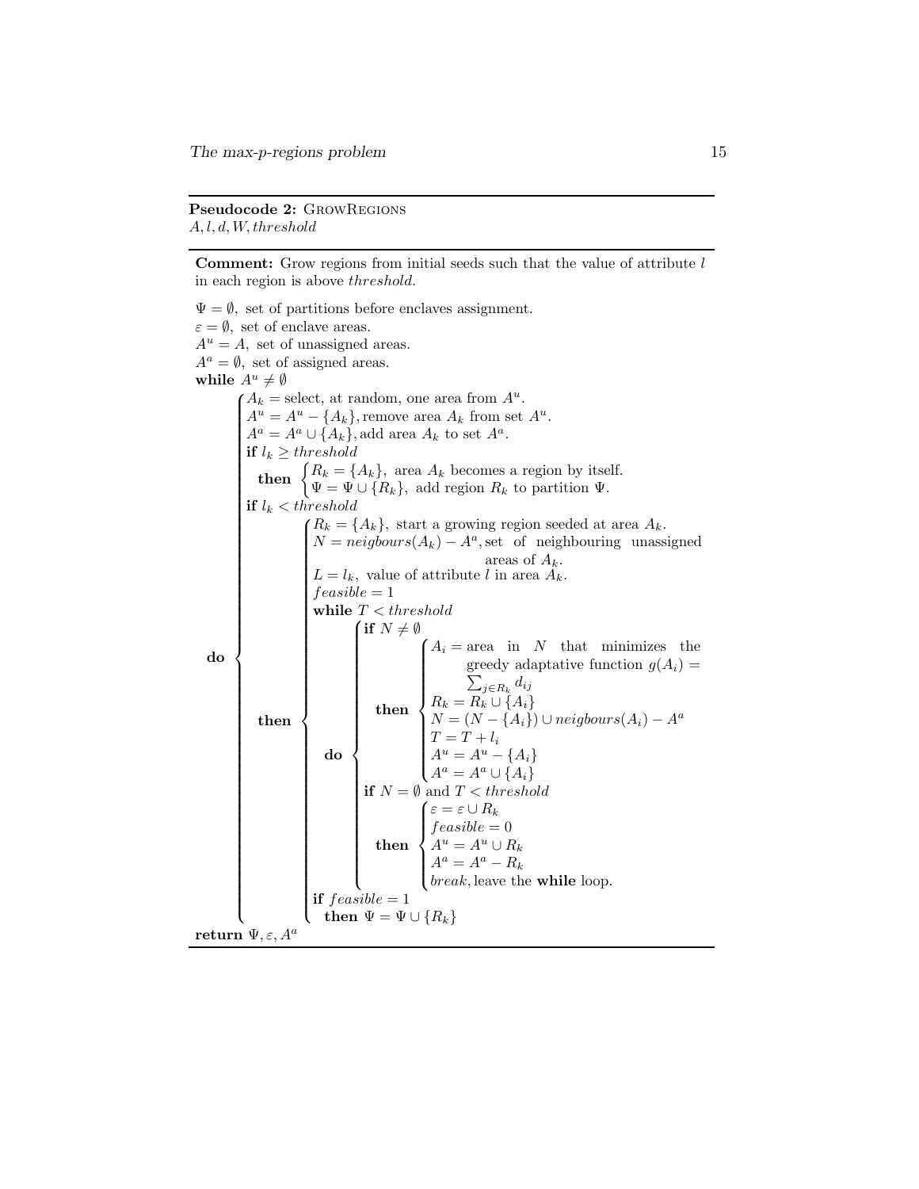**Pseudocode 2:** GrowRegions
$A, l, d, W, threshold$

---

**Comment:** Grow regions from initial seeds such that the value of attribute $l$ in each region is above *threshold*.

```
Ψ = ∅, set of partitions before enclaves assignment.
ε = ∅, set of enclave areas.
A^u = A, set of unassigned areas.
A^a = ∅, set of assigned areas.
while A^u ≠ ∅
do {
    A_k = select, at random, one area from A^u.
    A^u = A^u − {A_k}, remove area A_k from set A^u.
    A^a = A^a ∪ {A_k}, add area A_k to set A^a.
    if l_k ≥ threshold
      then { R_k = {A_k}, area A_k becomes a region by itself.
             Ψ = Ψ ∪ {R_k}, add region R_k to partition Ψ.
    if l_k < threshold
      then {
        R_k = {A_k}, start a growing region seeded at area A_k.
        N = neigbours(A_k) − A^a, set of neighbouring unassigned
                                  areas of A_k.
        L = l_k, value of attribute l in area A_k.
        feasible = 1
        while T < threshold
        do {
            if N ≠ ∅
              then {
                A_i = area in N that minimizes the
                      greedy adaptative function g(A_i) =
                      Σ_{j∈R_k} d_ij
                R_k = R_k ∪ {A_i}
                N = (N − {A_i}) ∪ neigbours(A_i) − A^a
                T = T + l_i
                A^u = A^u − {A_i}
                A^a = A^a ∪ {A_i}
            if N = ∅ and T < threshold
              then {
                ε = ε ∪ R_k
                feasible = 0
                A^u = A^u ∪ R_k
                A^a = A^a − R_k
                break, leave the while loop.
        }
        if feasible = 1
          then Ψ = Ψ ∪ {R_k}
    }
}
return Ψ, ε, A^a
```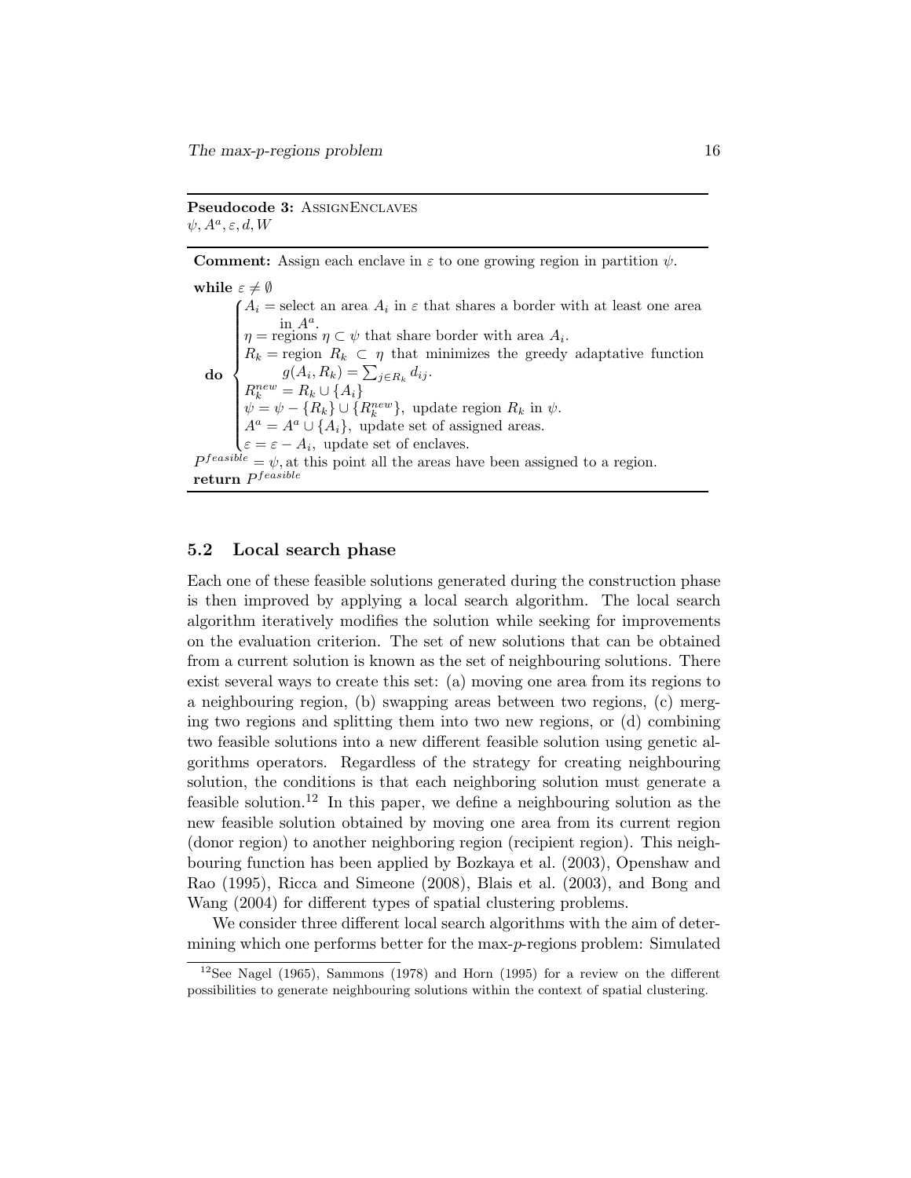**Pseudocode 3:** AssignEnclaves
$\psi, A^a, \varepsilon, d, W$

**Comment:** Assign each enclave in $\varepsilon$ to one growing region in partition $\psi$.

```
while ε ≠ ∅
do {
    A_i = select an area A_i in ε that shares a border with at least one area in A^a.
    η = regions η ⊂ ψ that share border with area A_i.
    R_k = region R_k ⊂ η that minimizes the greedy adaptative function g(A_i, R_k) = Σ_{j∈R_k} d_ij.
    R_k^new = R_k ∪ {A_i}
    ψ = ψ − {R_k} ∪ {R_k^new}, update region R_k in ψ.
    A^a = A^a ∪ {A_i}, update set of assigned areas.
    ε = ε − A_i, update set of enclaves.
}
P^feasible = ψ, at this point all the areas have been assigned to a region.
return P^feasible
```

## 5.2 Local search phase

Each one of these feasible solutions generated during the construction phase is then improved by applying a local search algorithm. The local search algorithm iteratively modifies the solution while seeking for improvements on the evaluation criterion. The set of new solutions that can be obtained from a current solution is known as the set of neighbouring solutions. There exist several ways to create this set: (a) moving one area from its regions to a neighbouring region, (b) swapping areas between two regions, (c) merging two regions and splitting them into two new regions, or (d) combining two feasible solutions into a new different feasible solution using genetic algorithms operators. Regardless of the strategy for creating neighbouring solution, the conditions is that each neighboring solution must generate a feasible solution.[12] In this paper, we define a neighbouring solution as the new feasible solution obtained by moving one area from its current region (donor region) to another neighboring region (recipient region). This neighbouring function has been applied by Bozkaya et al. (2003), Openshaw and Rao (1995), Ricca and Simeone (2008), Blais et al. (2003), and Bong and Wang (2004) for different types of spatial clustering problems.

We consider three different local search algorithms with the aim of determining which one performs better for the max-$p$-regions problem: Simulated

[12] See Nagel (1965), Sammons (1978) and Horn (1995) for a review on the different possibilities to generate neighbouring solutions within the context of spatial clustering.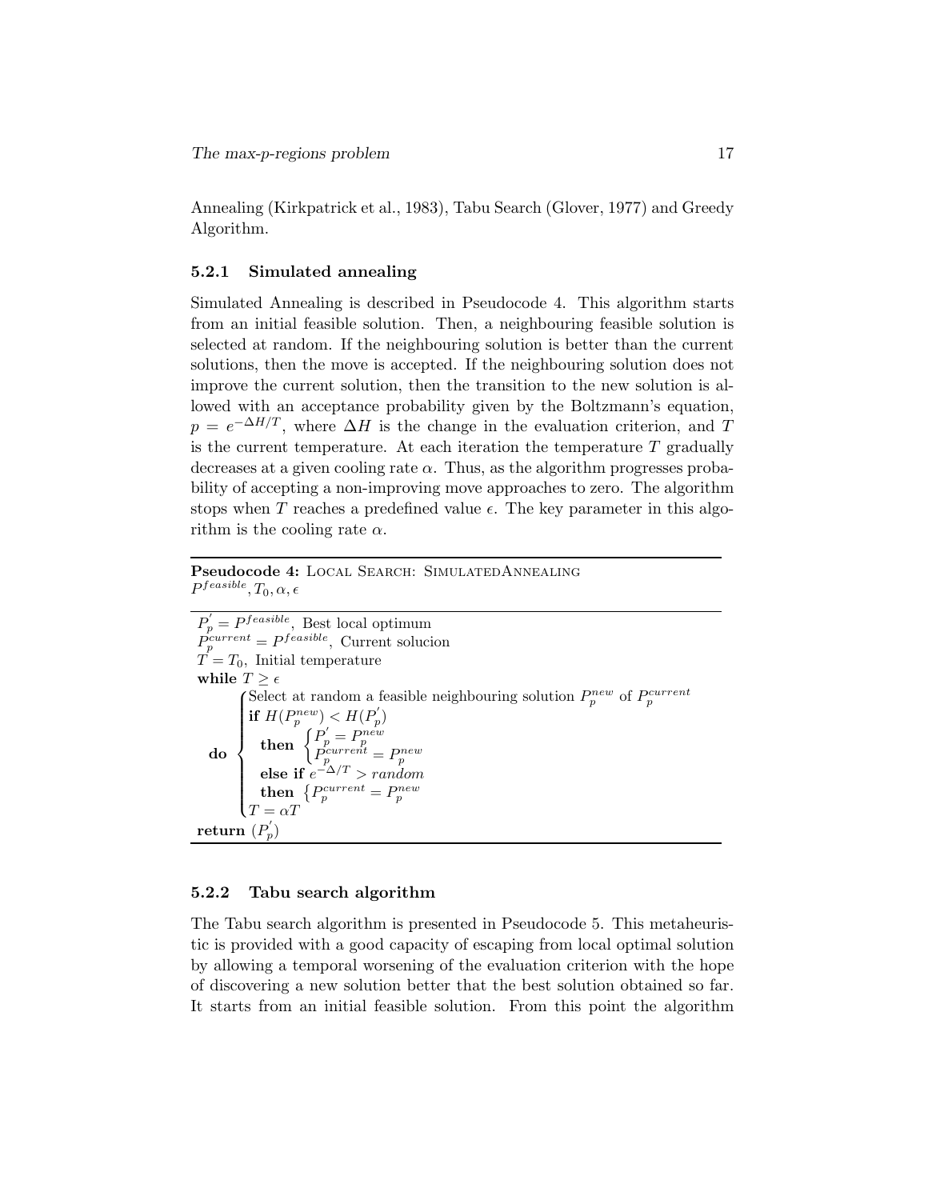Annealing (Kirkpatrick et al., 1983), Tabu Search (Glover, 1977) and Greedy Algorithm.

### 5.2.1 Simulated annealing

Simulated Annealing is described in Pseudocode 4. This algorithm starts from an initial feasible solution. Then, a neighbouring feasible solution is selected at random. If the neighbouring solution is better than the current solutions, then the move is accepted. If the neighbouring solution does not improve the current solution, then the transition to the new solution is allowed with an acceptance probability given by the Boltzmann's equation, $p = e^{-\Delta H/T}$, where $\Delta H$ is the change in the evaluation criterion, and $T$ is the current temperature. At each iteration the temperature $T$ gradually decreases at a given cooling rate $\alpha$. Thus, as the algorithm progresses probability of accepting a non-improving move approaches to zero. The algorithm stops when $T$ reaches a predefined value $\epsilon$. The key parameter in this algorithm is the cooling rate $\alpha$.

**Pseudocode 4:** LOCAL SEARCH: SIMULATEDANNEALING
$P^{feasible}, T_0, \alpha, \epsilon$

$P_p^{'} = P^{feasible}$, Best local optimum
$P_p^{current} = P^{feasible}$, Current solucion
$T = T_0$, Initial temperature
**while** $T \geq \epsilon$
**do** $\begin{cases} \text{Select at random a feasible neighbouring solution } P_p^{new} \text{ of } P_p^{current} \\ \textbf{if } H(P_p^{new}) < H(P_p^{'}) \\ \quad \textbf{then } \begin{cases} P_p^{'} = P_p^{new} \\ P_p^{current} = P_p^{new} \end{cases} \\ \quad \textbf{else if } e^{-\Delta/T} > random \\ \quad \textbf{then } \{ P_p^{current} = P_p^{new} \\ T = \alpha T \end{cases}$
**return** $(P_p^{'})$

### 5.2.2 Tabu search algorithm

The Tabu search algorithm is presented in Pseudocode 5. This metaheuristic is provided with a good capacity of escaping from local optimal solution by allowing a temporal worsening of the evaluation criterion with the hope of discovering a new solution better that the best solution obtained so far. It starts from an initial feasible solution. From this point the algorithm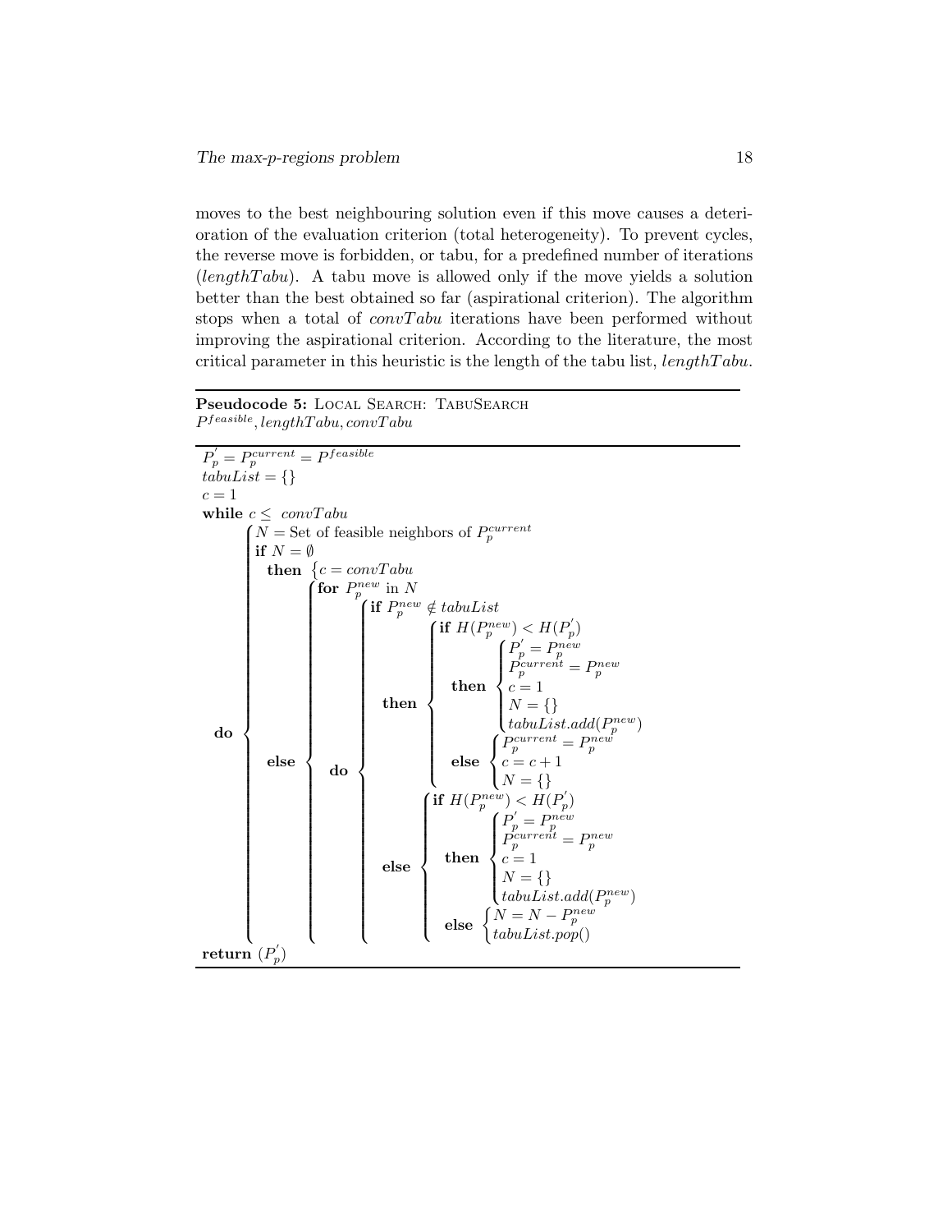moves to the best neighbouring solution even if this move causes a deterioration of the evaluation criterion (total heterogeneity). To prevent cycles, the reverse move is forbidden, or tabu, for a predefined number of iterations ($lengthTabu$). A tabu move is allowed only if the move yields a solution better than the best obtained so far (aspirational criterion). The algorithm stops when a total of $convTabu$ iterations have been performed without improving the aspirational criterion. According to the literature, the most critical parameter in this heuristic is the length of the tabu list, $lengthTabu$.

**Pseudocode 5:** Local Search: TabuSearch
$P^{feasible}, lengthTabu, convTabu$

```
P'_p = P_p^current = P^feasible
tabuList = {}
c = 1
while c ≤ convTabu
do {
    N = Set of feasible neighbors of P_p^current
    if N = ∅
      then { c = convTabu
      else {
        for P_p^new in N
        do {
          if P_p^new ∉ tabuList
            then {
              if H(P_p^new) < H(P'_p)
                then {
                  P'_p = P_p^new
                  P_p^current = P_p^new
                  c = 1
                  N = {}
                  tabuList.add(P_p^new)
                }
                else {
                  P_p^current = P_p^new
                  c = c + 1
                  N = {}
                }
            }
            else {
              if H(P_p^new) < H(P'_p)
                then {
                  P'_p = P_p^new
                  P_p^current = P_p^new
                  c = 1
                  N = {}
                  tabuList.add(P_p^new)
                }
                else {
                  N = N − P_p^new
                  tabuList.pop()
                }
            }
        }
      }
}
return (P'_p)
```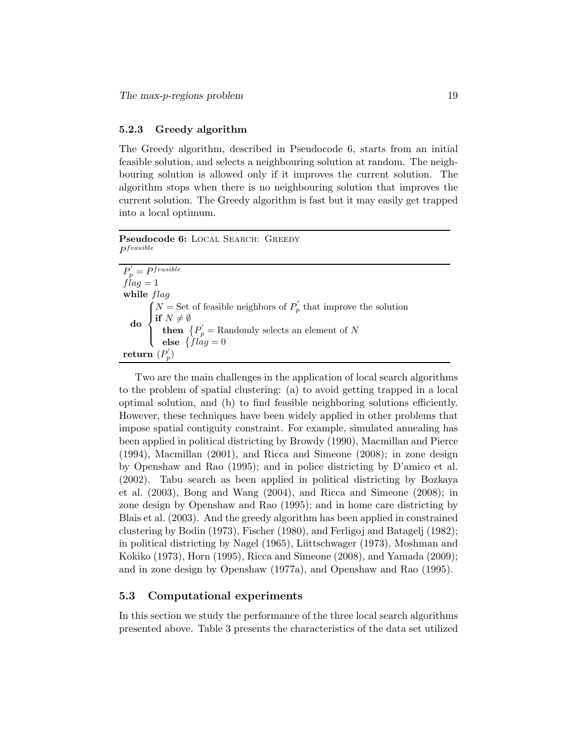### 5.2.3 Greedy algorithm

The Greedy algorithm, described in Pseudocode 6, starts from an initial feasible solution, and selects a neighbouring solution at random. The neighbouring solution is allowed only if it improves the current solution. The algorithm stops when there is no neighbouring solution that improves the current solution. The Greedy algorithm is fast but it may easily get trapped into a local optimum.

**Pseudocode 6:** LOCAL SEARCH: GREEDY
$P^{feasible}$

```
P'_p = P^feasible
flag = 1
while flag
  do { N = Set of feasible neighbors of P'_p that improve the solution
       if N ≠ ∅
         then { P'_p = Randomly selects an element of N
         else { flag = 0
return (P'_p)
```

Two are the main challenges in the application of local search algorithms to the problem of spatial clustering: (a) to avoid getting trapped in a local optimal solution, and (b) to find feasible neighboring solutions efficiently. However, these techniques have been widely applied in other problems that impose spatial contiguity constraint. For example, simulated annealing has been applied in political districting by Browdy (1990), Macmillan and Pierce (1994), Macmillan (2001), and Ricca and Simeone (2008); in zone design by Openshaw and Rao (1995); and in police districting by D'amico et al. (2002). Tabu search as been applied in political districting by Bozkaya et al. (2003), Bong and Wang (2004), and Ricca and Simeone (2008); in zone design by Openshaw and Rao (1995); and in home care districting by Blais et al. (2003). And the greedy algorithm has been applied in constrained clustering by Bodin (1973), Fischer (1980), and Ferligoj and Batagelj (1982); in political districting by Nagel (1965), Liittschwager (1973), Moshman and Kokiko (1973), Horn (1995), Ricca and Simeone (2008), and Yamada (2009); and in zone design by Openshaw (1977a), and Openshaw and Rao (1995).

## 5.3 Computational experiments

In this section we study the performance of the three local search algorithms presented above. Table 3 presents the characteristics of the data set utilized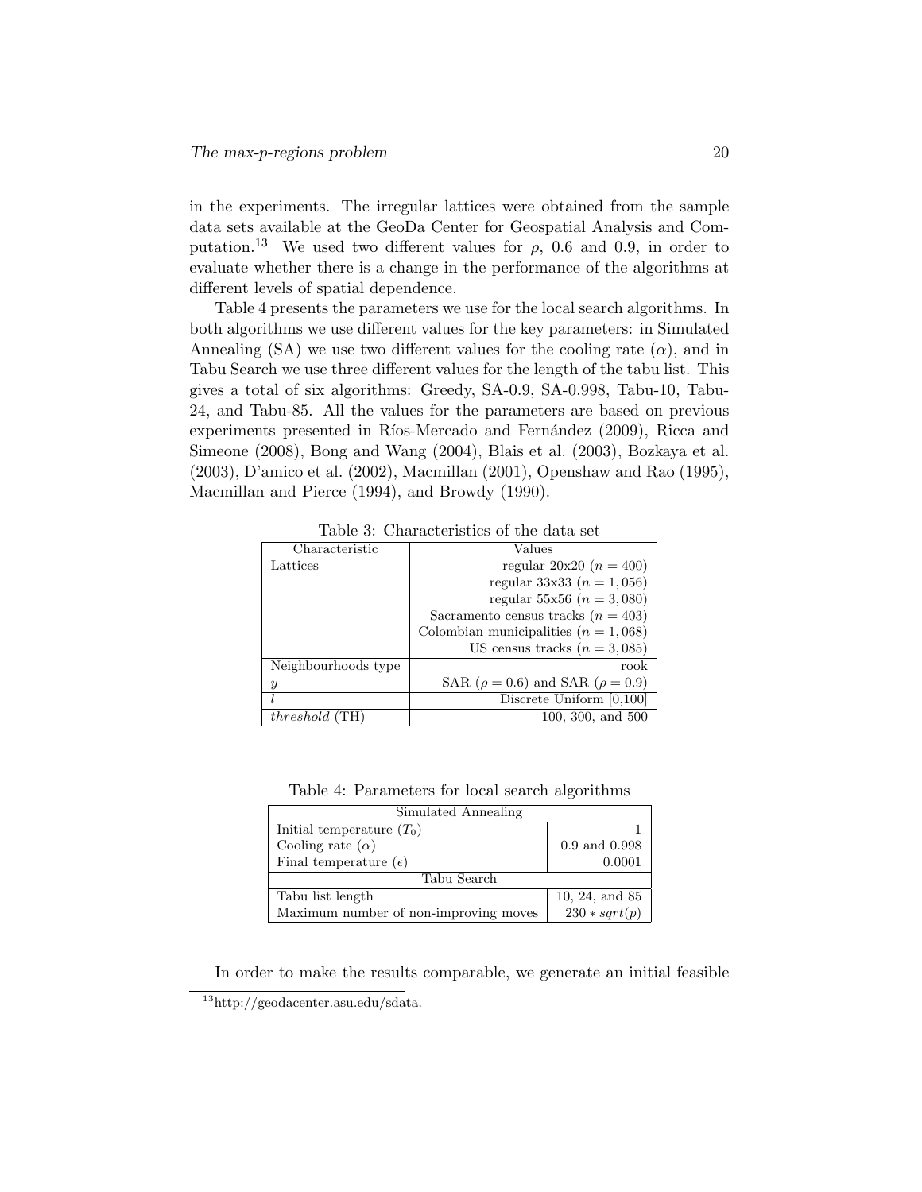in the experiments. The irregular lattices were obtained from the sample data sets available at the GeoDa Center for Geospatial Analysis and Computation.[13] We used two different values for $\rho$, 0.6 and 0.9, in order to evaluate whether there is a change in the performance of the algorithms at different levels of spatial dependence.

Table 4 presents the parameters we use for the local search algorithms. In both algorithms we use different values for the key parameters: in Simulated Annealing (SA) we use two different values for the cooling rate ($\alpha$), and in Tabu Search we use three different values for the length of the tabu list. This gives a total of six algorithms: Greedy, SA-0.9, SA-0.998, Tabu-10, Tabu-24, and Tabu-85. All the values for the parameters are based on previous experiments presented in Ríos-Mercado and Fernández (2009), Ricca and Simeone (2008), Bong and Wang (2004), Blais et al. (2003), Bozkaya et al. (2003), D'amico et al. (2002), Macmillan (2001), Openshaw and Rao (1995), Macmillan and Pierce (1994), and Browdy (1990).

Table 3: Characteristics of the data set

| Characteristic | Values |
|---|---|
| Lattices | regular 20x20 ($n = 400$) |
| | regular 33x33 ($n = 1,056$) |
| | regular 55x56 ($n = 3,080$) |
| | Sacramento census tracks ($n = 403$) |
| | Colombian municipalities ($n = 1,068$) |
| | US census tracks ($n = 3,085$) |
| Neighbourhoods type | rook |
| $y$ | SAR ($\rho = 0.6$) and SAR ($\rho = 0.9$) |
| $l$ | Discrete Uniform [0,100] |
| *threshold* (TH) | 100, 300, and 500 |

Table 4: Parameters for local search algorithms

| Simulated Annealing | |
|---|---|
| Initial temperature ($T_0$) | 1 |
| Cooling rate ($\alpha$) | 0.9 and 0.998 |
| Final temperature ($\epsilon$) | 0.0001 |
| **Tabu Search** | |
| Tabu list length | 10, 24, and 85 |
| Maximum number of non-improving moves | $230 * sqrt(p)$ |

In order to make the results comparable, we generate an initial feasible

[13] http://geodacenter.asu.edu/sdata.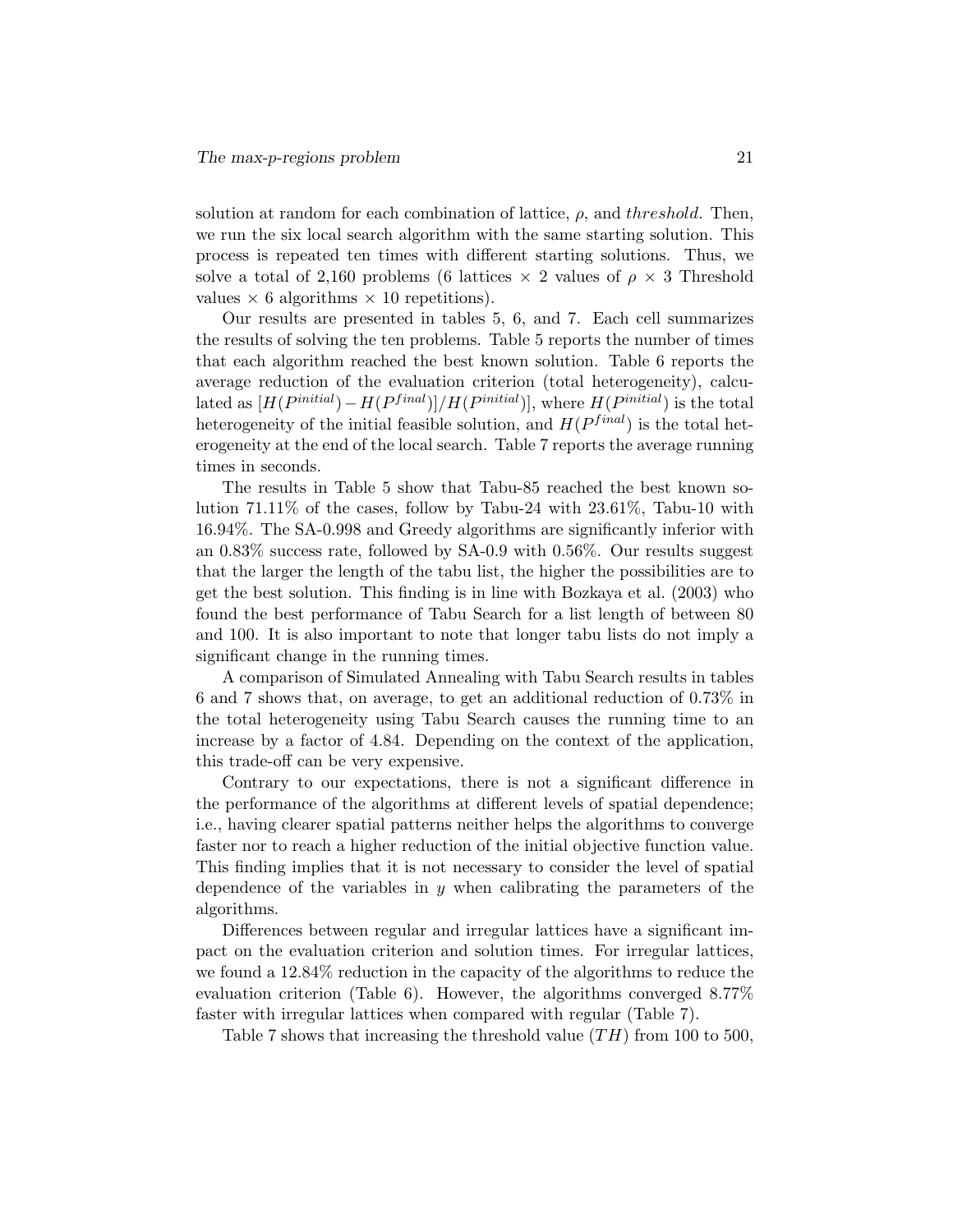solution at random for each combination of lattice, $\rho$, and *threshold*. Then, we run the six local search algorithm with the same starting solution. This process is repeated ten times with different starting solutions. Thus, we solve a total of 2,160 problems (6 lattices $\times$ 2 values of $\rho$ $\times$ 3 Threshold values $\times$ 6 algorithms $\times$ 10 repetitions).

Our results are presented in tables 5, 6, and 7. Each cell summarizes the results of solving the ten problems. Table 5 reports the number of times that each algorithm reached the best known solution. Table 6 reports the average reduction of the evaluation criterion (total heterogeneity), calculated as $[H(P^{initial}) - H(P^{final})]/H(P^{initial})]$, where $H(P^{initial})$ is the total heterogeneity of the initial feasible solution, and $H(P^{final})$ is the total heterogeneity at the end of the local search. Table 7 reports the average running times in seconds.

The results in Table 5 show that Tabu-85 reached the best known solution 71.11% of the cases, follow by Tabu-24 with 23.61%, Tabu-10 with 16.94%. The SA-0.998 and Greedy algorithms are significantly inferior with an 0.83% success rate, followed by SA-0.9 with 0.56%. Our results suggest that the larger the length of the tabu list, the higher the possibilities are to get the best solution. This finding is in line with Bozkaya et al. (2003) who found the best performance of Tabu Search for a list length of between 80 and 100. It is also important to note that longer tabu lists do not imply a significant change in the running times.

A comparison of Simulated Annealing with Tabu Search results in tables 6 and 7 shows that, on average, to get an additional reduction of 0.73% in the total heterogeneity using Tabu Search causes the running time to an increase by a factor of 4.84. Depending on the context of the application, this trade-off can be very expensive.

Contrary to our expectations, there is not a significant difference in the performance of the algorithms at different levels of spatial dependence; i.e., having clearer spatial patterns neither helps the algorithms to converge faster nor to reach a higher reduction of the initial objective function value. This finding implies that it is not necessary to consider the level of spatial dependence of the variables in $y$ when calibrating the parameters of the algorithms.

Differences between regular and irregular lattices have a significant impact on the evaluation criterion and solution times. For irregular lattices, we found a 12.84% reduction in the capacity of the algorithms to reduce the evaluation criterion (Table 6). However, the algorithms converged 8.77% faster with irregular lattices when compared with regular (Table 7).

Table 7 shows that increasing the threshold value ($TH$) from 100 to 500,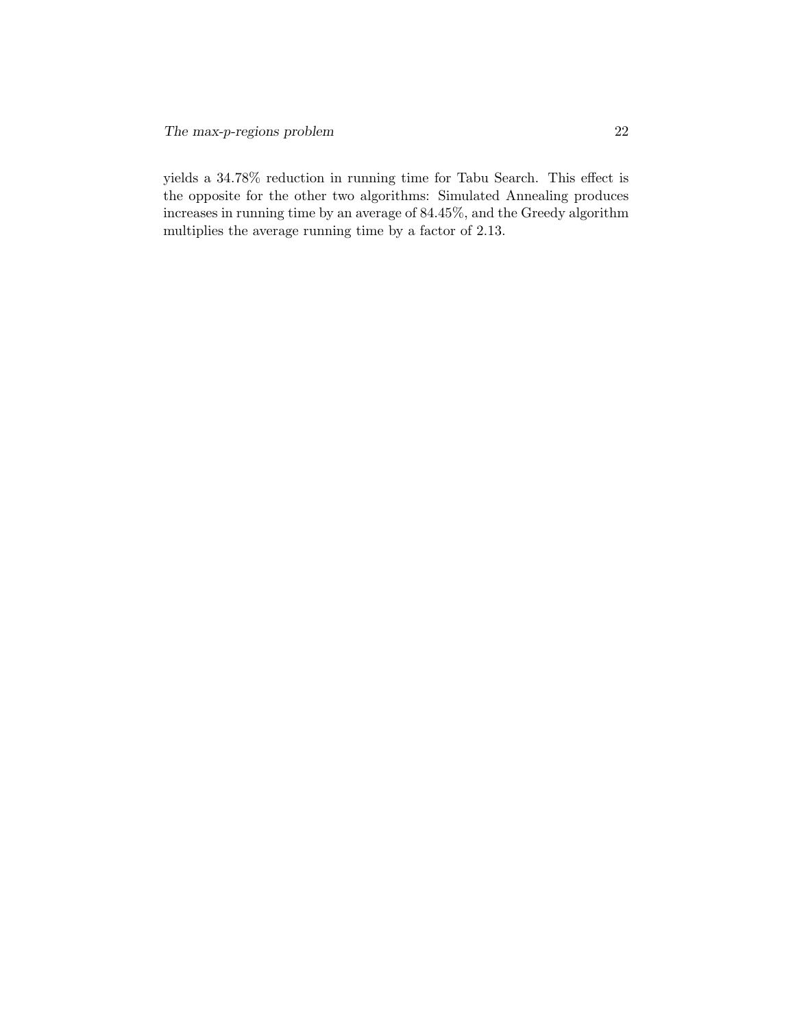yields a 34.78% reduction in running time for Tabu Search. This effect is the opposite for the other two algorithms: Simulated Annealing produces increases in running time by an average of 84.45%, and the Greedy algorithm multiplies the average running time by a factor of 2.13.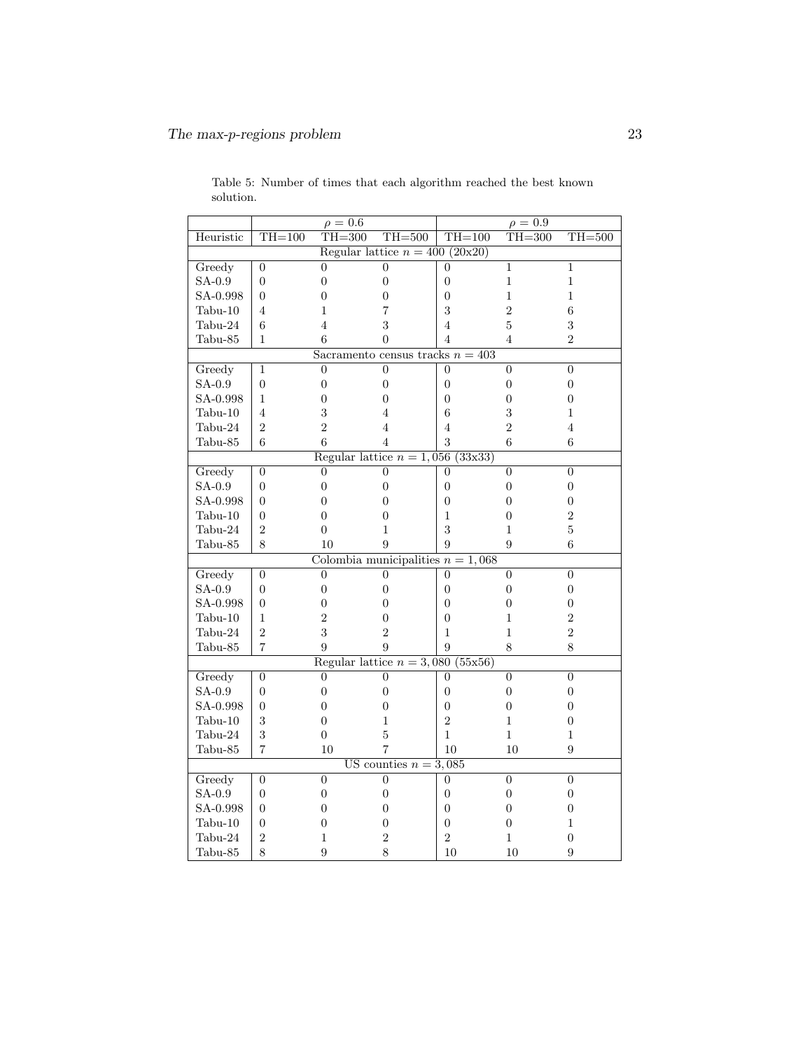Table 5: Number of times that each algorithm reached the best known solution.

| | $\rho = 0.6$ | | | $\rho = 0.9$ | | |
|---|---|---|---|---|---|---|
| Heuristic | TH=100 | TH=300 | TH=500 | TH=100 | TH=300 | TH=500 |
| Regular lattice $n = 400$ (20x20) | | | | | | |
| Greedy | 0 | 0 | 0 | 0 | 1 | 1 |
| SA-0.9 | 0 | 0 | 0 | 0 | 1 | 1 |
| SA-0.998 | 0 | 0 | 0 | 0 | 1 | 1 |
| Tabu-10 | 4 | 1 | 7 | 3 | 2 | 6 |
| Tabu-24 | 6 | 4 | 3 | 4 | 5 | 3 |
| Tabu-85 | 1 | 6 | 0 | 4 | 4 | 2 |
| Sacramento census tracks $n = 403$ | | | | | | |
| Greedy | 1 | 0 | 0 | 0 | 0 | 0 |
| SA-0.9 | 0 | 0 | 0 | 0 | 0 | 0 |
| SA-0.998 | 1 | 0 | 0 | 0 | 0 | 0 |
| Tabu-10 | 4 | 3 | 4 | 6 | 3 | 1 |
| Tabu-24 | 2 | 2 | 4 | 4 | 2 | 4 |
| Tabu-85 | 6 | 6 | 4 | 3 | 6 | 6 |
| Regular lattice $n = 1,056$ (33x33) | | | | | | |
| Greedy | 0 | 0 | 0 | 0 | 0 | 0 |
| SA-0.9 | 0 | 0 | 0 | 0 | 0 | 0 |
| SA-0.998 | 0 | 0 | 0 | 0 | 0 | 0 |
| Tabu-10 | 0 | 0 | 0 | 1 | 0 | 2 |
| Tabu-24 | 2 | 0 | 1 | 3 | 1 | 5 |
| Tabu-85 | 8 | 10 | 9 | 9 | 9 | 6 |
| Colombia municipalities $n = 1,068$ | | | | | | |
| Greedy | 0 | 0 | 0 | 0 | 0 | 0 |
| SA-0.9 | 0 | 0 | 0 | 0 | 0 | 0 |
| SA-0.998 | 0 | 0 | 0 | 0 | 0 | 0 |
| Tabu-10 | 1 | 2 | 0 | 0 | 1 | 2 |
| Tabu-24 | 2 | 3 | 2 | 1 | 1 | 2 |
| Tabu-85 | 7 | 9 | 9 | 9 | 8 | 8 |
| Regular lattice $n = 3,080$ (55x56) | | | | | | |
| Greedy | 0 | 0 | 0 | 0 | 0 | 0 |
| SA-0.9 | 0 | 0 | 0 | 0 | 0 | 0 |
| SA-0.998 | 0 | 0 | 0 | 0 | 0 | 0 |
| Tabu-10 | 3 | 0 | 1 | 2 | 1 | 0 |
| Tabu-24 | 3 | 0 | 5 | 1 | 1 | 1 |
| Tabu-85 | 7 | 10 | 7 | 10 | 10 | 9 |
| US counties $n = 3,085$ | | | | | | |
| Greedy | 0 | 0 | 0 | 0 | 0 | 0 |
| SA-0.9 | 0 | 0 | 0 | 0 | 0 | 0 |
| SA-0.998 | 0 | 0 | 0 | 0 | 0 | 0 |
| Tabu-10 | 0 | 0 | 0 | 0 | 0 | 1 |
| Tabu-24 | 2 | 1 | 2 | 2 | 1 | 0 |
| Tabu-85 | 8 | 9 | 8 | 10 | 10 | 9 |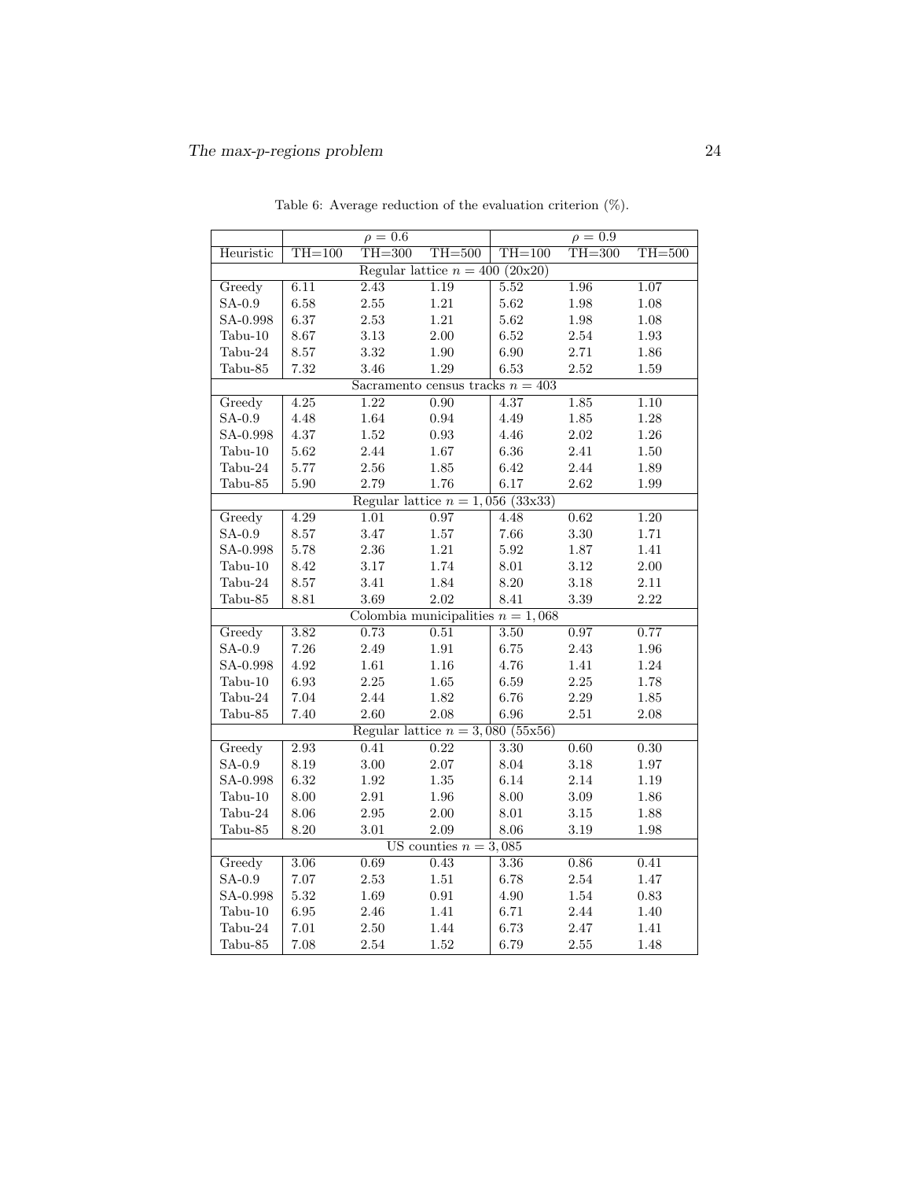Table 6: Average reduction of the evaluation criterion (%).

| | $\rho = 0.6$ | | | $\rho = 0.9$ | | |
|---|---|---|---|---|---|---|
| Heuristic | TH=100 | TH=300 | TH=500 | TH=100 | TH=300 | TH=500 |
| Regular lattice $n = 400$ (20x20) | | | | | | |
| Greedy | 6.11 | 2.43 | 1.19 | 5.52 | 1.96 | 1.07 |
| SA-0.9 | 6.58 | 2.55 | 1.21 | 5.62 | 1.98 | 1.08 |
| SA-0.998 | 6.37 | 2.53 | 1.21 | 5.62 | 1.98 | 1.08 |
| Tabu-10 | 8.67 | 3.13 | 2.00 | 6.52 | 2.54 | 1.93 |
| Tabu-24 | 8.57 | 3.32 | 1.90 | 6.90 | 2.71 | 1.86 |
| Tabu-85 | 7.32 | 3.46 | 1.29 | 6.53 | 2.52 | 1.59 |
| Sacramento census tracks $n = 403$ | | | | | | |
| Greedy | 4.25 | 1.22 | 0.90 | 4.37 | 1.85 | 1.10 |
| SA-0.9 | 4.48 | 1.64 | 0.94 | 4.49 | 1.85 | 1.28 |
| SA-0.998 | 4.37 | 1.52 | 0.93 | 4.46 | 2.02 | 1.26 |
| Tabu-10 | 5.62 | 2.44 | 1.67 | 6.36 | 2.41 | 1.50 |
| Tabu-24 | 5.77 | 2.56 | 1.85 | 6.42 | 2.44 | 1.89 |
| Tabu-85 | 5.90 | 2.79 | 1.76 | 6.17 | 2.62 | 1.99 |
| Regular lattice $n = 1,056$ (33x33) | | | | | | |
| Greedy | 4.29 | 1.01 | 0.97 | 4.48 | 0.62 | 1.20 |
| SA-0.9 | 8.57 | 3.47 | 1.57 | 7.66 | 3.30 | 1.71 |
| SA-0.998 | 5.78 | 2.36 | 1.21 | 5.92 | 1.87 | 1.41 |
| Tabu-10 | 8.42 | 3.17 | 1.74 | 8.01 | 3.12 | 2.00 |
| Tabu-24 | 8.57 | 3.41 | 1.84 | 8.20 | 3.18 | 2.11 |
| Tabu-85 | 8.81 | 3.69 | 2.02 | 8.41 | 3.39 | 2.22 |
| Colombia municipalities $n = 1,068$ | | | | | | |
| Greedy | 3.82 | 0.73 | 0.51 | 3.50 | 0.97 | 0.77 |
| SA-0.9 | 7.26 | 2.49 | 1.91 | 6.75 | 2.43 | 1.96 |
| SA-0.998 | 4.92 | 1.61 | 1.16 | 4.76 | 1.41 | 1.24 |
| Tabu-10 | 6.93 | 2.25 | 1.65 | 6.59 | 2.25 | 1.78 |
| Tabu-24 | 7.04 | 2.44 | 1.82 | 6.76 | 2.29 | 1.85 |
| Tabu-85 | 7.40 | 2.60 | 2.08 | 6.96 | 2.51 | 2.08 |
| Regular lattice $n = 3,080$ (55x56) | | | | | | |
| Greedy | 2.93 | 0.41 | 0.22 | 3.30 | 0.60 | 0.30 |
| SA-0.9 | 8.19 | 3.00 | 2.07 | 8.04 | 3.18 | 1.97 |
| SA-0.998 | 6.32 | 1.92 | 1.35 | 6.14 | 2.14 | 1.19 |
| Tabu-10 | 8.00 | 2.91 | 1.96 | 8.00 | 3.09 | 1.86 |
| Tabu-24 | 8.06 | 2.95 | 2.00 | 8.01 | 3.15 | 1.88 |
| Tabu-85 | 8.20 | 3.01 | 2.09 | 8.06 | 3.19 | 1.98 |
| US counties $n = 3,085$ | | | | | | |
| Greedy | 3.06 | 0.69 | 0.43 | 3.36 | 0.86 | 0.41 |
| SA-0.9 | 7.07 | 2.53 | 1.51 | 6.78 | 2.54 | 1.47 |
| SA-0.998 | 5.32 | 1.69 | 0.91 | 4.90 | 1.54 | 0.83 |
| Tabu-10 | 6.95 | 2.46 | 1.41 | 6.71 | 2.44 | 1.40 |
| Tabu-24 | 7.01 | 2.50 | 1.44 | 6.73 | 2.47 | 1.41 |
| Tabu-85 | 7.08 | 2.54 | 1.52 | 6.79 | 2.55 | 1.48 |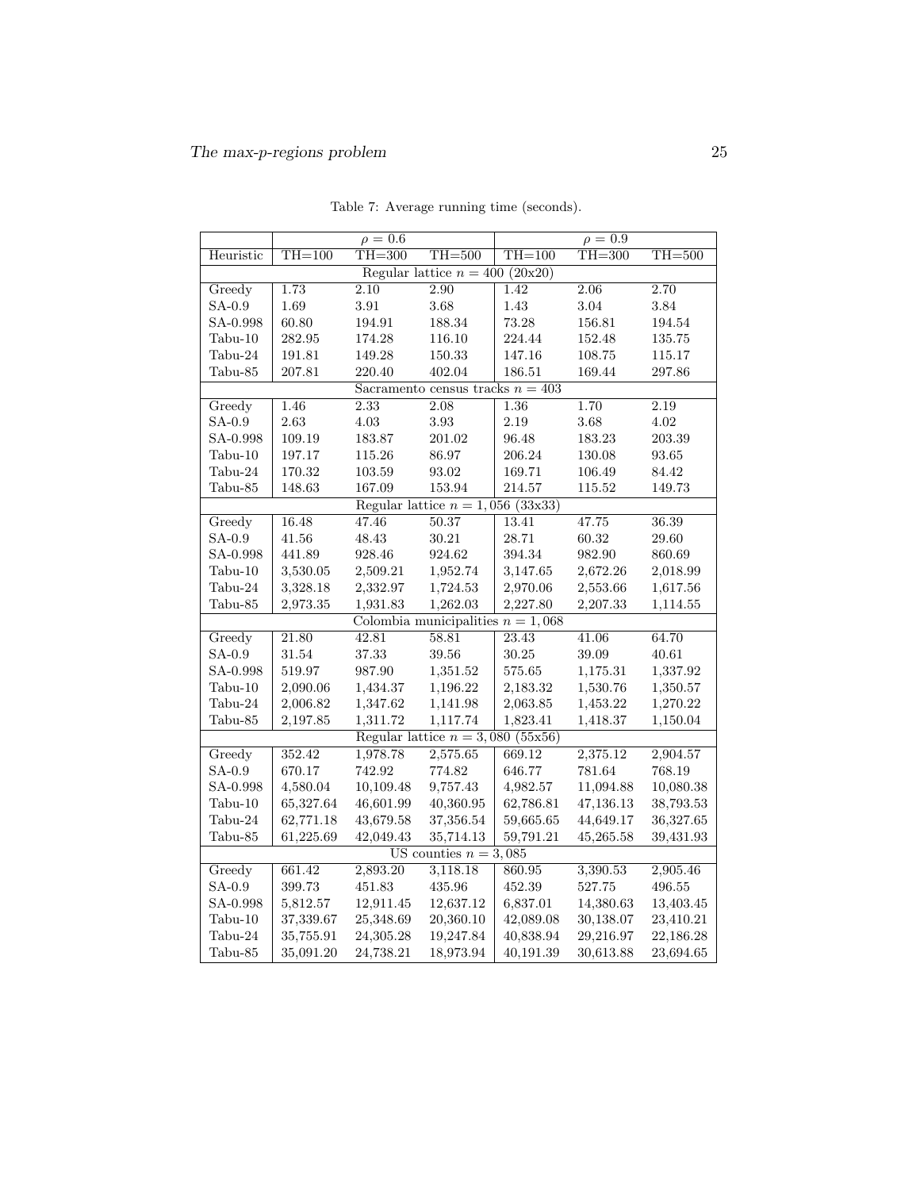Table 7: Average running time (seconds).

| | $\rho = 0.6$ | | | $\rho = 0.9$ | | |
|---|---|---|---|---|---|---|
| Heuristic | TH=100 | TH=300 | TH=500 | TH=100 | TH=300 | TH=500 |
| Regular lattice $n = 400$ (20x20) | | | | | | |
| Greedy | 1.73 | 2.10 | 2.90 | 1.42 | 2.06 | 2.70 |
| SA-0.9 | 1.69 | 3.91 | 3.68 | 1.43 | 3.04 | 3.84 |
| SA-0.998 | 60.80 | 194.91 | 188.34 | 73.28 | 156.81 | 194.54 |
| Tabu-10 | 282.95 | 174.28 | 116.10 | 224.44 | 152.48 | 135.75 |
| Tabu-24 | 191.81 | 149.28 | 150.33 | 147.16 | 108.75 | 115.17 |
| Tabu-85 | 207.81 | 220.40 | 402.04 | 186.51 | 169.44 | 297.86 |
| Sacramento census tracks $n = 403$ | | | | | | |
| Greedy | 1.46 | 2.33 | 2.08 | 1.36 | 1.70 | 2.19 |
| SA-0.9 | 2.63 | 4.03 | 3.93 | 2.19 | 3.68 | 4.02 |
| SA-0.998 | 109.19 | 183.87 | 201.02 | 96.48 | 183.23 | 203.39 |
| Tabu-10 | 197.17 | 115.26 | 86.97 | 206.24 | 130.08 | 93.65 |
| Tabu-24 | 170.32 | 103.59 | 93.02 | 169.71 | 106.49 | 84.42 |
| Tabu-85 | 148.63 | 167.09 | 153.94 | 214.57 | 115.52 | 149.73 |
| Regular lattice $n = 1,056$ (33x33) | | | | | | |
| Greedy | 16.48 | 47.46 | 50.37 | 13.41 | 47.75 | 36.39 |
| SA-0.9 | 41.56 | 48.43 | 30.21 | 28.71 | 60.32 | 29.60 |
| SA-0.998 | 441.89 | 928.46 | 924.62 | 394.34 | 982.90 | 860.69 |
| Tabu-10 | 3,530.05 | 2,509.21 | 1,952.74 | 3,147.65 | 2,672.26 | 2,018.99 |
| Tabu-24 | 3,328.18 | 2,332.97 | 1,724.53 | 2,970.06 | 2,553.66 | 1,617.56 |
| Tabu-85 | 2,973.35 | 1,931.83 | 1,262.03 | 2,227.80 | 2,207.33 | 1,114.55 |
| Colombia municipalities $n = 1,068$ | | | | | | |
| Greedy | 21.80 | 42.81 | 58.81 | 23.43 | 41.06 | 64.70 |
| SA-0.9 | 31.54 | 37.33 | 39.56 | 30.25 | 39.09 | 40.61 |
| SA-0.998 | 519.97 | 987.90 | 1,351.52 | 575.65 | 1,175.31 | 1,337.92 |
| Tabu-10 | 2,090.06 | 1,434.37 | 1,196.22 | 2,183.32 | 1,530.76 | 1,350.57 |
| Tabu-24 | 2,006.82 | 1,347.62 | 1,141.98 | 2,063.85 | 1,453.22 | 1,270.22 |
| Tabu-85 | 2,197.85 | 1,311.72 | 1,117.74 | 1,823.41 | 1,418.37 | 1,150.04 |
| Regular lattice $n = 3,080$ (55x56) | | | | | | |
| Greedy | 352.42 | 1,978.78 | 2,575.65 | 669.12 | 2,375.12 | 2,904.57 |
| SA-0.9 | 670.17 | 742.92 | 774.82 | 646.77 | 781.64 | 768.19 |
| SA-0.998 | 4,580.04 | 10,109.48 | 9,757.43 | 4,982.57 | 11,094.88 | 10,080.38 |
| Tabu-10 | 65,327.64 | 46,601.99 | 40,360.95 | 62,786.81 | 47,136.13 | 38,793.53 |
| Tabu-24 | 62,771.18 | 43,679.58 | 37,356.54 | 59,665.65 | 44,649.17 | 36,327.65 |
| Tabu-85 | 61,225.69 | 42,049.43 | 35,714.13 | 59,791.21 | 45,265.58 | 39,431.93 |
| US counties $n = 3,085$ | | | | | | |
| Greedy | 661.42 | 2,893.20 | 3,118.18 | 860.95 | 3,390.53 | 2,905.46 |
| SA-0.9 | 399.73 | 451.83 | 435.96 | 452.39 | 527.75 | 496.55 |
| SA-0.998 | 5,812.57 | 12,911.45 | 12,637.12 | 6,837.01 | 14,380.63 | 13,403.45 |
| Tabu-10 | 37,339.67 | 25,348.69 | 20,360.10 | 42,089.08 | 30,138.07 | 23,410.21 |
| Tabu-24 | 35,755.91 | 24,305.28 | 19,247.84 | 40,838.94 | 29,216.97 | 22,186.28 |
| Tabu-85 | 35,091.20 | 24,738.21 | 18,973.94 | 40,191.39 | 30,613.88 | 23,694.65 |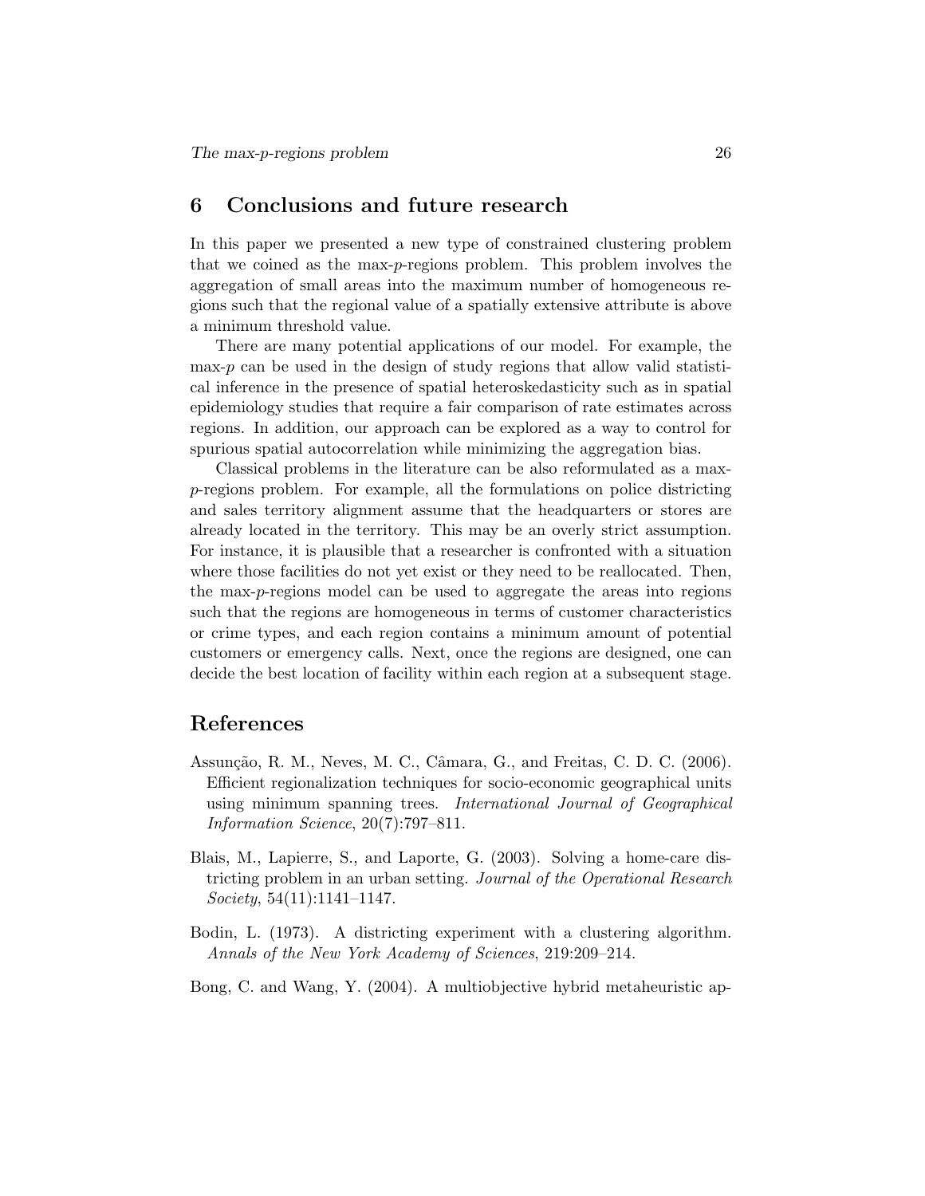## 6 Conclusions and future research

In this paper we presented a new type of constrained clustering problem that we coined as the max-$p$-regions problem. This problem involves the aggregation of small areas into the maximum number of homogeneous regions such that the regional value of a spatially extensive attribute is above a minimum threshold value.

There are many potential applications of our model. For example, the max-$p$ can be used in the design of study regions that allow valid statistical inference in the presence of spatial heteroskedasticity such as in spatial epidemiology studies that require a fair comparison of rate estimates across regions. In addition, our approach can be explored as a way to control for spurious spatial autocorrelation while minimizing the aggregation bias.

Classical problems in the literature can be also reformulated as a max-$p$-regions problem. For example, all the formulations on police districting and sales territory alignment assume that the headquarters or stores are already located in the territory. This may be an overly strict assumption. For instance, it is plausible that a researcher is confronted with a situation where those facilities do not yet exist or they need to be reallocated. Then, the max-$p$-regions model can be used to aggregate the areas into regions such that the regions are homogeneous in terms of customer characteristics or crime types, and each region contains a minimum amount of potential customers or emergency calls. Next, once the regions are designed, one can decide the best location of facility within each region at a subsequent stage.

## References

Assunção, R. M., Neves, M. C., Câmara, G., and Freitas, C. D. C. (2006). Efficient regionalization techniques for socio-economic geographical units using minimum spanning trees. *International Journal of Geographical Information Science*, 20(7):797–811.

Blais, M., Lapierre, S., and Laporte, G. (2003). Solving a home-care districting problem in an urban setting. *Journal of the Operational Research Society*, 54(11):1141–1147.

Bodin, L. (1973). A districting experiment with a clustering algorithm. *Annals of the New York Academy of Sciences*, 219:209–214.

Bong, C. and Wang, Y. (2004). A multiobjective hybrid metaheuristic ap-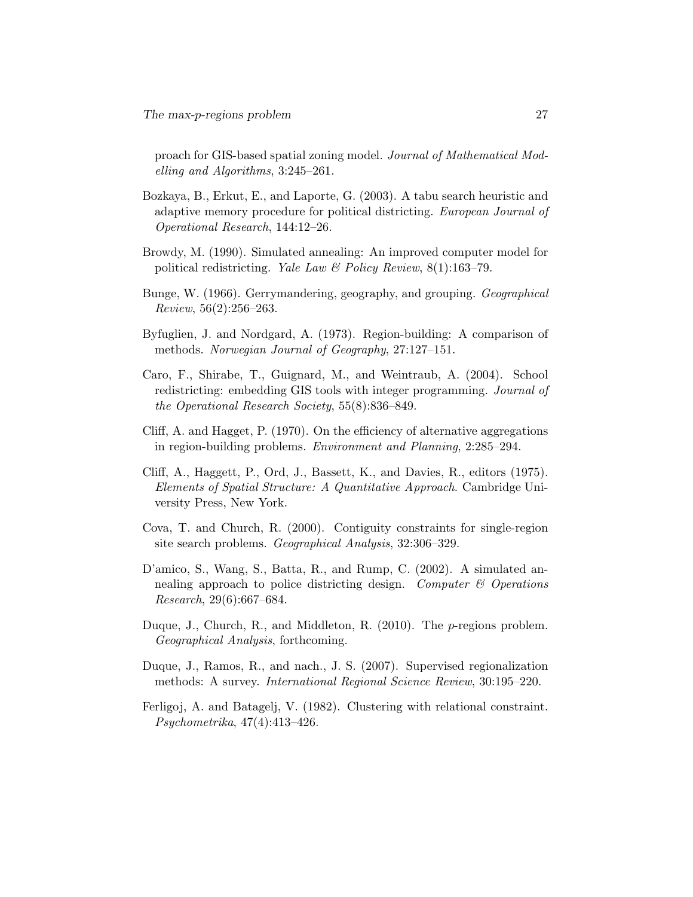proach for GIS-based spatial zoning model. *Journal of Mathematical Modelling and Algorithms*, 3:245–261.

Bozkaya, B., Erkut, E., and Laporte, G. (2003). A tabu search heuristic and adaptive memory procedure for political districting. *European Journal of Operational Research*, 144:12–26.

Browdy, M. (1990). Simulated annealing: An improved computer model for political redistricting. *Yale Law & Policy Review*, 8(1):163–79.

Bunge, W. (1966). Gerrymandering, geography, and grouping. *Geographical Review*, 56(2):256–263.

Byfuglien, J. and Nordgard, A. (1973). Region-building: A comparison of methods. *Norwegian Journal of Geography*, 27:127–151.

Caro, F., Shirabe, T., Guignard, M., and Weintraub, A. (2004). School redistricting: embedding GIS tools with integer programming. *Journal of the Operational Research Society*, 55(8):836–849.

Cliff, A. and Hagget, P. (1970). On the efficiency of alternative aggregations in region-building problems. *Environment and Planning*, 2:285–294.

Cliff, A., Haggett, P., Ord, J., Bassett, K., and Davies, R., editors (1975). *Elements of Spatial Structure: A Quantitative Approach*. Cambridge University Press, New York.

Cova, T. and Church, R. (2000). Contiguity constraints for single-region site search problems. *Geographical Analysis*, 32:306–329.

D'amico, S., Wang, S., Batta, R., and Rump, C. (2002). A simulated annealing approach to police districting design. *Computer & Operations Research*, 29(6):667–684.

Duque, J., Church, R., and Middleton, R. (2010). The *p*-regions problem. *Geographical Analysis*, forthcoming.

Duque, J., Ramos, R., and nach., J. S. (2007). Supervised regionalization methods: A survey. *International Regional Science Review*, 30:195–220.

Ferligoj, A. and Batagelj, V. (1982). Clustering with relational constraint. *Psychometrika*, 47(4):413–426.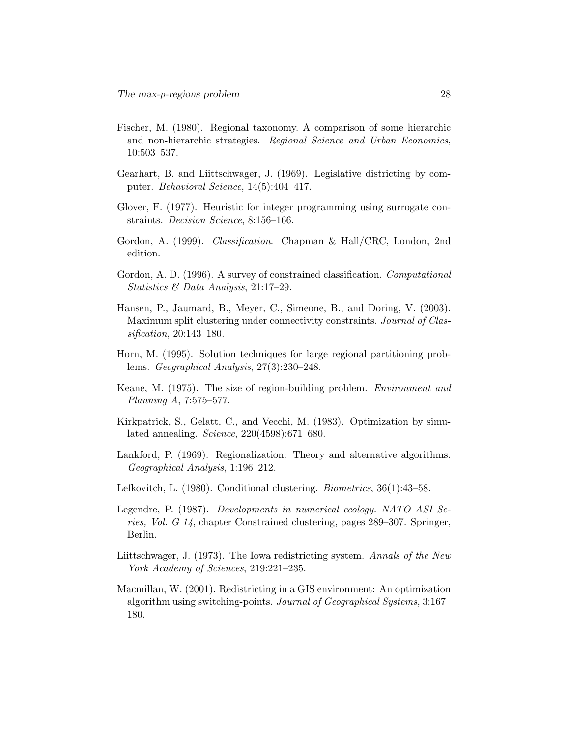Fischer, M. (1980). Regional taxonomy. A comparison of some hierarchic and non-hierarchic strategies. *Regional Science and Urban Economics*, 10:503–537.

Gearhart, B. and Liittschwager, J. (1969). Legislative districting by computer. *Behavioral Science*, 14(5):404–417.

Glover, F. (1977). Heuristic for integer programming using surrogate constraints. *Decision Science*, 8:156–166.

Gordon, A. (1999). *Classification*. Chapman & Hall/CRC, London, 2nd edition.

Gordon, A. D. (1996). A survey of constrained classification. *Computational Statistics & Data Analysis*, 21:17–29.

Hansen, P., Jaumard, B., Meyer, C., Simeone, B., and Doring, V. (2003). Maximum split clustering under connectivity constraints. *Journal of Classification*, 20:143–180.

Horn, M. (1995). Solution techniques for large regional partitioning problems. *Geographical Analysis*, 27(3):230–248.

Keane, M. (1975). The size of region-building problem. *Environment and Planning A*, 7:575–577.

Kirkpatrick, S., Gelatt, C., and Vecchi, M. (1983). Optimization by simulated annealing. *Science*, 220(4598):671–680.

Lankford, P. (1969). Regionalization: Theory and alternative algorithms. *Geographical Analysis*, 1:196–212.

Lefkovitch, L. (1980). Conditional clustering. *Biometrics*, 36(1):43–58.

Legendre, P. (1987). *Developments in numerical ecology. NATO ASI Series, Vol. G 14*, chapter Constrained clustering, pages 289–307. Springer, Berlin.

Liittschwager, J. (1973). The Iowa redistricting system. *Annals of the New York Academy of Sciences*, 219:221–235.

Macmillan, W. (2001). Redistricting in a GIS environment: An optimization algorithm using switching-points. *Journal of Geographical Systems*, 3:167–180.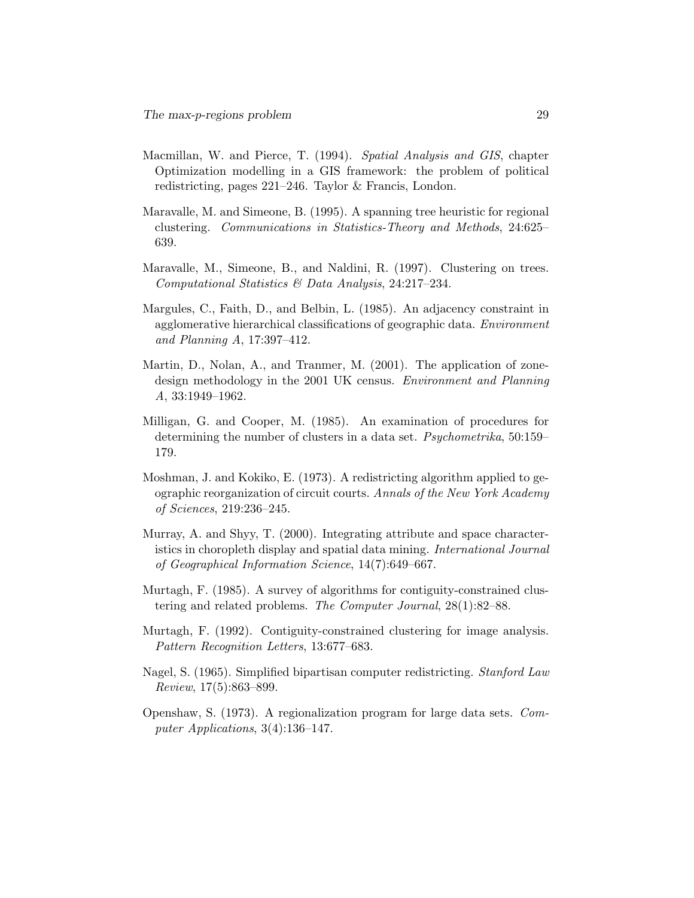Macmillan, W. and Pierce, T. (1994). *Spatial Analysis and GIS*, chapter Optimization modelling in a GIS framework: the problem of political redistricting, pages 221–246. Taylor & Francis, London.

Maravalle, M. and Simeone, B. (1995). A spanning tree heuristic for regional clustering. *Communications in Statistics-Theory and Methods*, 24:625–639.

Maravalle, M., Simeone, B., and Naldini, R. (1997). Clustering on trees. *Computational Statistics & Data Analysis*, 24:217–234.

Margules, C., Faith, D., and Belbin, L. (1985). An adjacency constraint in agglomerative hierarchical classifications of geographic data. *Environment and Planning A*, 17:397–412.

Martin, D., Nolan, A., and Tranmer, M. (2001). The application of zone-design methodology in the 2001 UK census. *Environment and Planning A*, 33:1949–1962.

Milligan, G. and Cooper, M. (1985). An examination of procedures for determining the number of clusters in a data set. *Psychometrika*, 50:159–179.

Moshman, J. and Kokiko, E. (1973). A redistricting algorithm applied to geographic reorganization of circuit courts. *Annals of the New York Academy of Sciences*, 219:236–245.

Murray, A. and Shyy, T. (2000). Integrating attribute and space characteristics in choropleth display and spatial data mining. *International Journal of Geographical Information Science*, 14(7):649–667.

Murtagh, F. (1985). A survey of algorithms for contiguity-constrained clustering and related problems. *The Computer Journal*, 28(1):82–88.

Murtagh, F. (1992). Contiguity-constrained clustering for image analysis. *Pattern Recognition Letters*, 13:677–683.

Nagel, S. (1965). Simplified bipartisan computer redistricting. *Stanford Law Review*, 17(5):863–899.

Openshaw, S. (1973). A regionalization program for large data sets. *Computer Applications*, 3(4):136–147.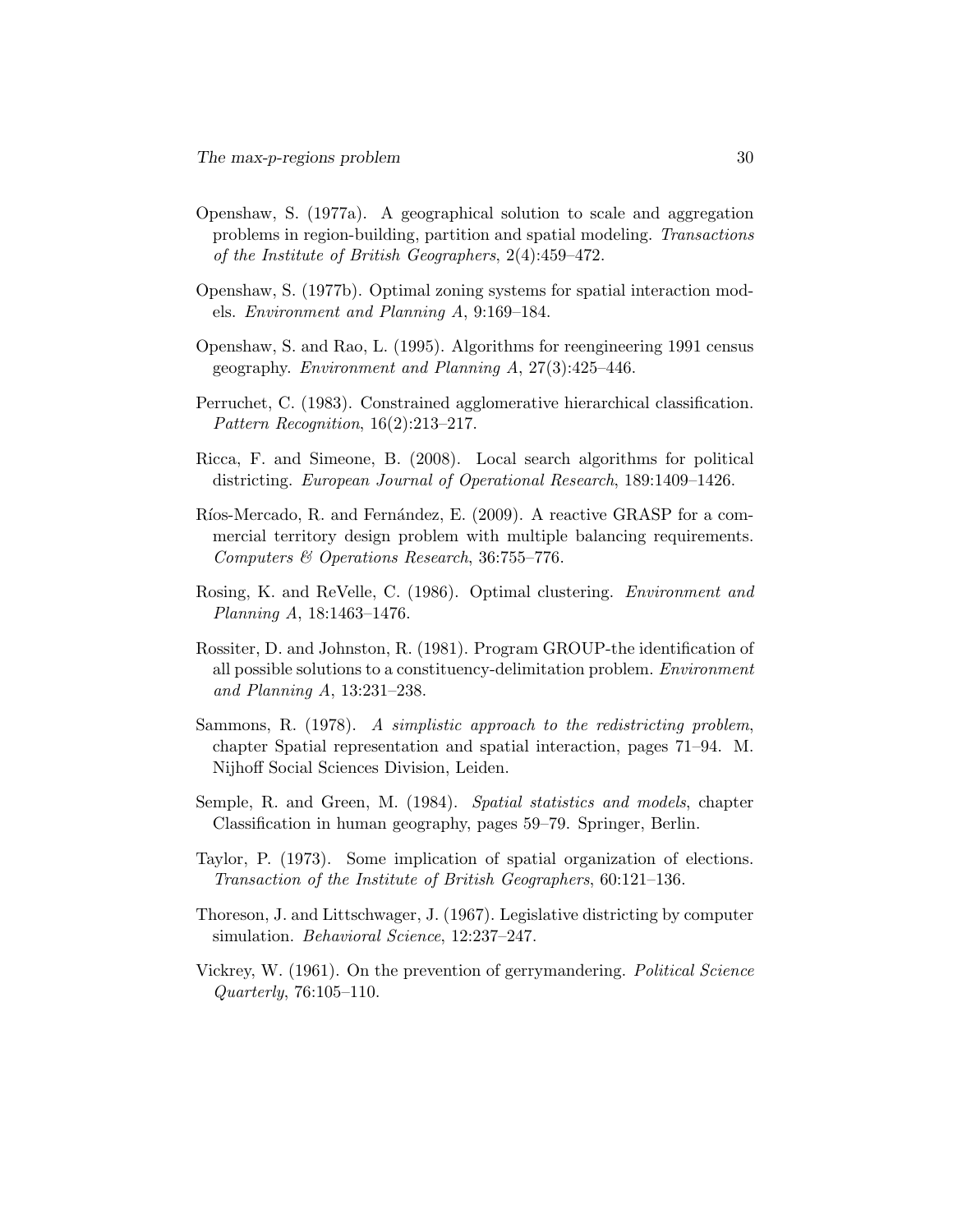Openshaw, S. (1977a). A geographical solution to scale and aggregation problems in region-building, partition and spatial modeling. *Transactions of the Institute of British Geographers*, 2(4):459–472.

Openshaw, S. (1977b). Optimal zoning systems for spatial interaction models. *Environment and Planning A*, 9:169–184.

Openshaw, S. and Rao, L. (1995). Algorithms for reengineering 1991 census geography. *Environment and Planning A*, 27(3):425–446.

Perruchet, C. (1983). Constrained agglomerative hierarchical classification. *Pattern Recognition*, 16(2):213–217.

Ricca, F. and Simeone, B. (2008). Local search algorithms for political districting. *European Journal of Operational Research*, 189:1409–1426.

Ríos-Mercado, R. and Fernández, E. (2009). A reactive GRASP for a commercial territory design problem with multiple balancing requirements. *Computers & Operations Research*, 36:755–776.

Rosing, K. and ReVelle, C. (1986). Optimal clustering. *Environment and Planning A*, 18:1463–1476.

Rossiter, D. and Johnston, R. (1981). Program GROUP-the identification of all possible solutions to a constituency-delimitation problem. *Environment and Planning A*, 13:231–238.

Sammons, R. (1978). *A simplistic approach to the redistricting problem*, chapter Spatial representation and spatial interaction, pages 71–94. M. Nijhoff Social Sciences Division, Leiden.

Semple, R. and Green, M. (1984). *Spatial statistics and models*, chapter Classification in human geography, pages 59–79. Springer, Berlin.

Taylor, P. (1973). Some implication of spatial organization of elections. *Transaction of the Institute of British Geographers*, 60:121–136.

Thoreson, J. and Littschwager, J. (1967). Legislative districting by computer simulation. *Behavioral Science*, 12:237–247.

Vickrey, W. (1961). On the prevention of gerrymandering. *Political Science Quarterly*, 76:105–110.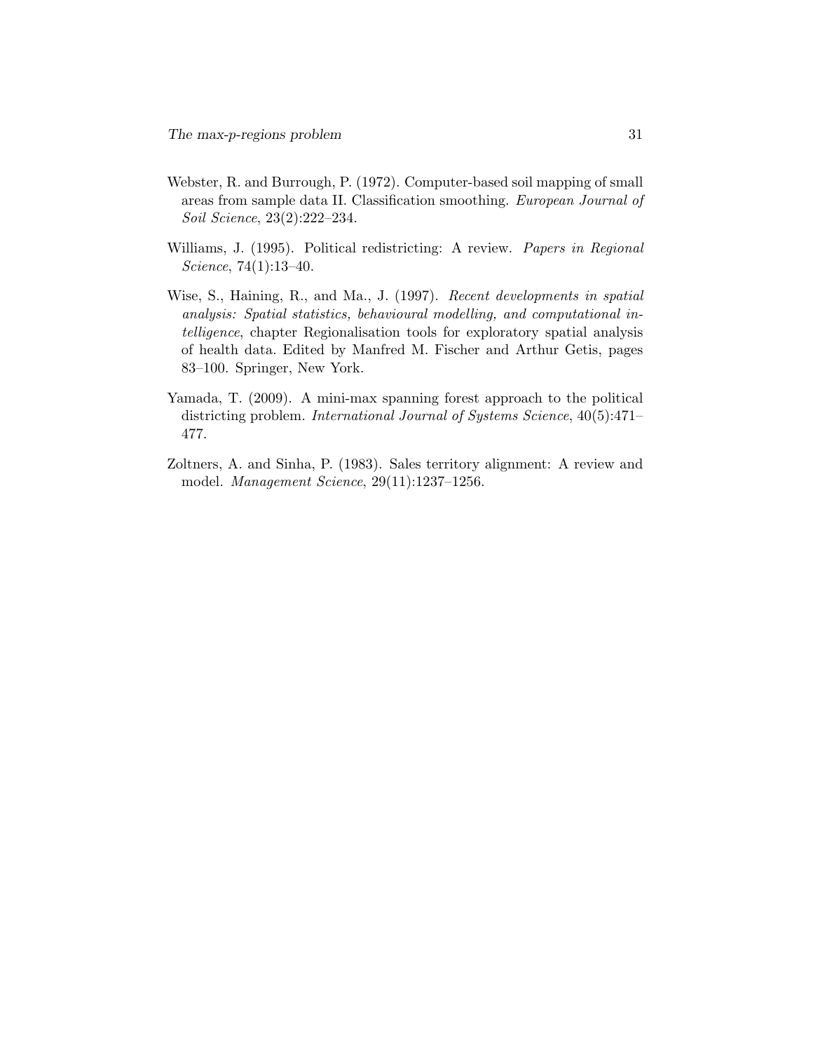Webster, R. and Burrough, P. (1972). Computer-based soil mapping of small areas from sample data II. Classification smoothing. *European Journal of Soil Science*, 23(2):222–234.

Williams, J. (1995). Political redistricting: A review. *Papers in Regional Science*, 74(1):13–40.

Wise, S., Haining, R., and Ma., J. (1997). *Recent developments in spatial analysis: Spatial statistics, behavioural modelling, and computational intelligence*, chapter Regionalisation tools for exploratory spatial analysis of health data. Edited by Manfred M. Fischer and Arthur Getis, pages 83–100. Springer, New York.

Yamada, T. (2009). A mini-max spanning forest approach to the political districting problem. *International Journal of Systems Science*, 40(5):471–477.

Zoltners, A. and Sinha, P. (1983). Sales territory alignment: A review and model. *Management Science*, 29(11):1237–1256.